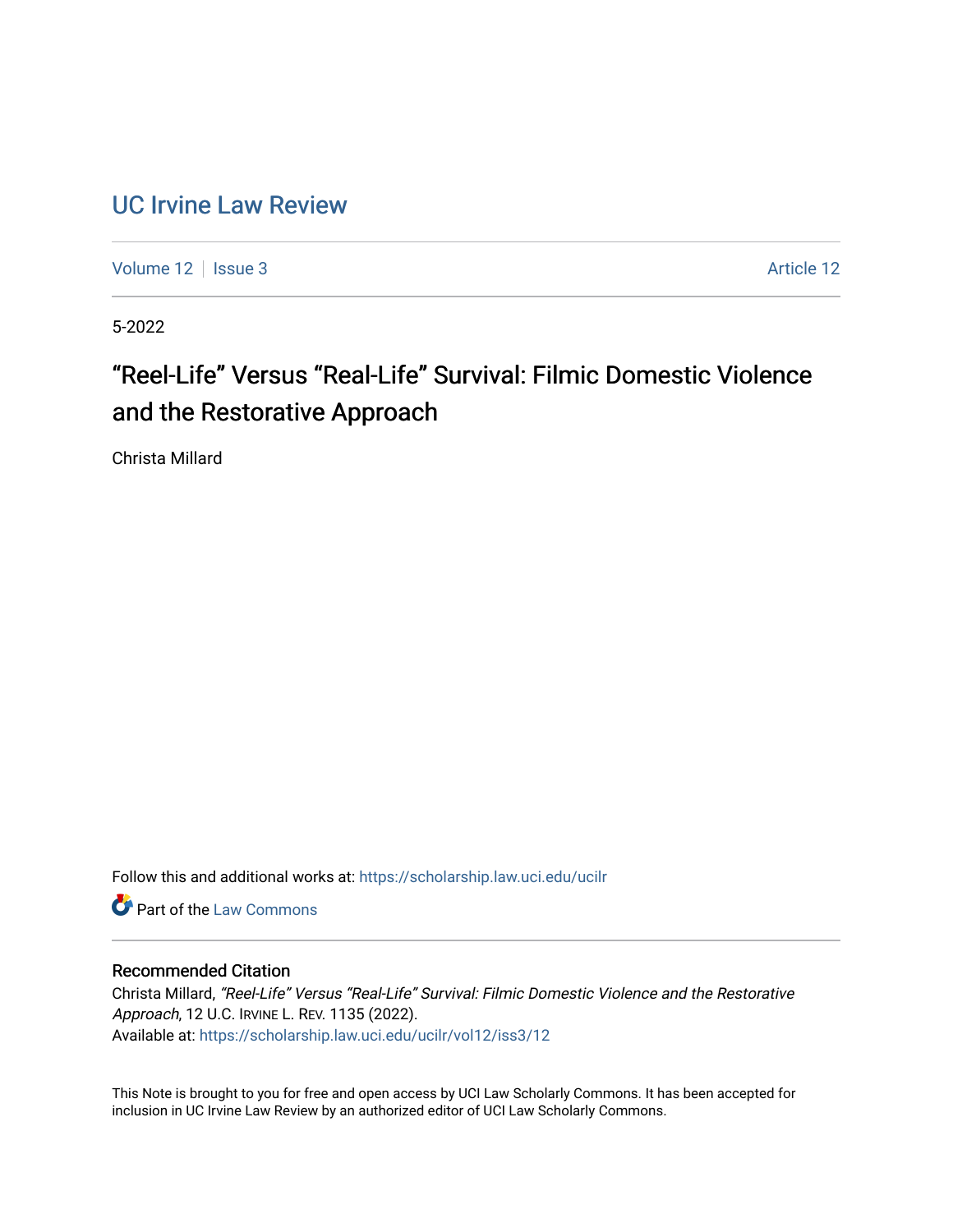# UC Irvine Law Review

Volume 12 | Issue 3 | Article 12

5-2022

## "Reel-Life" Versus "Real-Life" Survival: Filmic Domestic Violence and the Restorative Approach

Christa Millard

Follow this and additional works at: https://scholarship.law.uci.edu/ucilr

Part of the Law Commons

### Recommended Citation

Christa Millard, *"Reel-Life" Versus "Real-Life" Survival: Filmic Domestic Violence and the Restorative Approach*, 12 U.C. IRVINE L. REV. 1135 (2022).
Available at: https://scholarship.law.uci.edu/ucilr/vol12/iss3/12

This Note is brought to you for free and open access by UCI Law Scholarly Commons. It has been accepted for inclusion in UC Irvine Law Review by an authorized editor of UCI Law Scholarly Commons.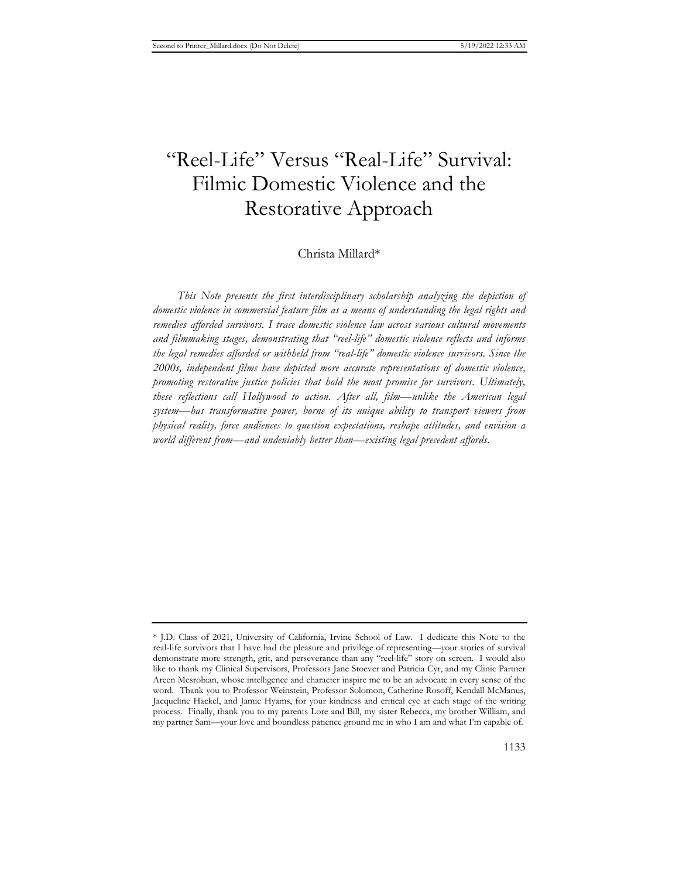# "Reel-Life" Versus "Real-Life" Survival: Filmic Domestic Violence and the Restorative Approach

Christa Millard*

*This Note presents the first interdisciplinary scholarship analyzing the depiction of domestic violence in commercial feature film as a means of understanding the legal rights and remedies afforded survivors. I trace domestic violence law across various cultural movements and filmmaking stages, demonstrating that "reel-life" domestic violence reflects and informs the legal remedies afforded or withheld from "real-life" domestic violence survivors. Since the 2000s, independent films have depicted more accurate representations of domestic violence, promoting restorative justice policies that hold the most promise for survivors. Ultimately, these reflections call Hollywood to action. After all, film—unlike the American legal system—has transformative power, borne of its unique ability to transport viewers from physical reality, force audiences to question expectations, reshape attitudes, and envision a world different from—and undeniably better than—existing legal precedent affords.*

---

* J.D. Class of 2021, University of California, Irvine School of Law. I dedicate this Note to the real-life survivors that I have had the pleasure and privilege of representing—your stories of survival demonstrate more strength, grit, and perseverance than any "reel-life" story on screen. I would also like to thank my Clinical Supervisors, Professors Jane Stoever and Patricia Cyr, and my Clinic Partner Areen Mesrobian, whose intelligence and character inspire me to be an advocate in every sense of the word. Thank you to Professor Weinstein, Professor Solomon, Catherine Rosoff, Kendall McManus, Jacqueline Hackel, and Jamie Hyams, for your kindness and critical eye at each stage of the writing process. Finally, thank you to my parents Lore and Bill, my sister Rebecca, my brother William, and my partner Sam—your love and boundless patience ground me in who I am and what I'm capable of.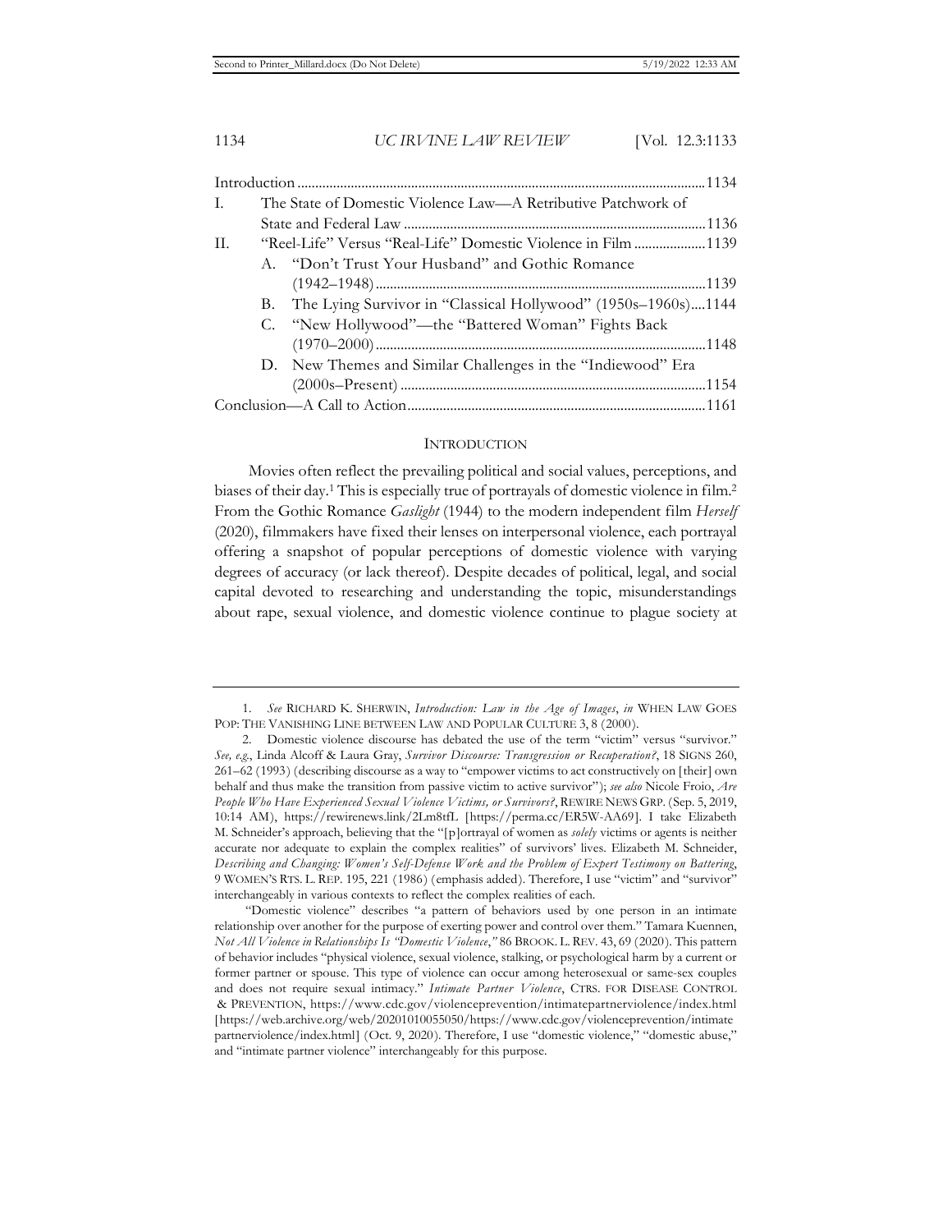| | | |
|---|---|---|
| Introduction | | 1134 |
| I. | The State of Domestic Violence Law—A Retributive Patchwork of State and Federal Law | 1136 |
| II. | "Reel-Life" Versus "Real-Life" Domestic Violence in Film | 1139 |
| | A. "Don't Trust Your Husband" and Gothic Romance (1942–1948) | 1139 |
| | B. The Lying Survivor in "Classical Hollywood" (1950s–1960s) | 1144 |
| | C. "New Hollywood"—the "Battered Woman" Fights Back (1970–2000) | 1148 |
| | D. New Themes and Similar Challenges in the "Indiewood" Era (2000s–Present) | 1154 |
| Conclusion—A Call to Action | | 1161 |

## INTRODUCTION

Movies often reflect the prevailing political and social values, perceptions, and biases of their day.[1] This is especially true of portrayals of domestic violence in film.[2] From the Gothic Romance *Gaslight* (1944) to the modern independent film *Herself* (2020), filmmakers have fixed their lenses on interpersonal violence, each portrayal offering a snapshot of popular perceptions of domestic violence with varying degrees of accuracy (or lack thereof). Despite decades of political, legal, and social capital devoted to researching and understanding the topic, misunderstandings about rape, sexual violence, and domestic violence continue to plague society at

---

1. *See* RICHARD K. SHERWIN, *Introduction: Law in the Age of Images*, *in* WHEN LAW GOES POP: THE VANISHING LINE BETWEEN LAW AND POPULAR CULTURE 3, 8 (2000).

2. Domestic violence discourse has debated the use of the term "victim" versus "survivor." *See, e.g.*, Linda Alcoff & Laura Gray, *Survivor Discourse: Transgression or Recuperation?*, 18 SIGNS 260, 261–62 (1993) (describing discourse as a way to "empower victims to act constructively on [their] own behalf and thus make the transition from passive victim to active survivor"); *see also* Nicole Froio, *Are People Who Have Experienced Sexual Violence Victims, or Survivors?*, REWIRE NEWS GRP. (Sep. 5, 2019, 10:14 AM), https://rewirenews.link/2Lm8tfL [https://perma.cc/ER5W-AA69]. I take Elizabeth M. Schneider's approach, believing that the "[p]ortrayal of women as *solely* victims or agents is neither accurate nor adequate to explain the complex realities" of survivors' lives. Elizabeth M. Schneider, *Describing and Changing: Women's Self-Defense Work and the Problem of Expert Testimony on Battering*, 9 WOMEN'S RTS. L. REP. 195, 221 (1986) (emphasis added). Therefore, I use "victim" and "survivor" interchangeably in various contexts to reflect the complex realities of each.

"Domestic violence" describes "a pattern of behaviors used by one person in an intimate relationship over another for the purpose of exerting power and control over them." Tamara Kuennen, *Not All Violence in Relationships Is "Domestic Violence*,*"* 86 BROOK. L. REV. 43, 69 (2020). This pattern of behavior includes "physical violence, sexual violence, stalking, or psychological harm by a current or former partner or spouse. This type of violence can occur among heterosexual or same-sex couples and does not require sexual intimacy." *Intimate Partner Violence*, CTRS. FOR DISEASE CONTROL & PREVENTION, https://www.cdc.gov/violenceprevention/intimatepartnerviolence/index.html [https://web.archive.org/web/20201010055050/https://www.cdc.gov/violenceprevention/intimatepartnerviolence/index.html] (Oct. 9, 2020). Therefore, I use "domestic violence," "domestic abuse," and "intimate partner violence" interchangeably for this purpose.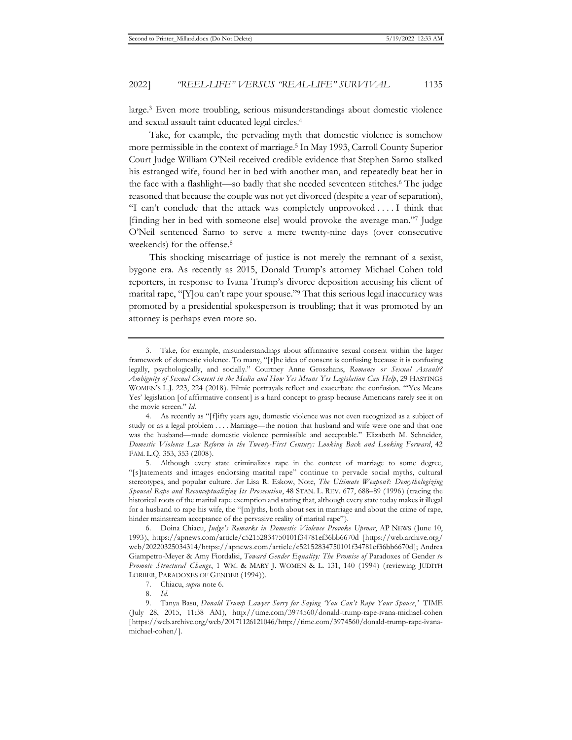large.[3] Even more troubling, serious misunderstandings about domestic violence and sexual assault taint educated legal circles.[4]

Take, for example, the pervading myth that domestic violence is somehow more permissible in the context of marriage.[5] In May 1993, Carroll County Superior Court Judge William O'Neil received credible evidence that Stephen Sarno stalked his estranged wife, found her in bed with another man, and repeatedly beat her in the face with a flashlight—so badly that she needed seventeen stitches.[6] The judge reasoned that because the couple was not yet divorced (despite a year of separation), "I can't conclude that the attack was completely unprovoked . . . . I think that [finding her in bed with someone else] would provoke the average man."[7] Judge O'Neil sentenced Sarno to serve a mere twenty-nine days (over consecutive weekends) for the offense.[8]

This shocking miscarriage of justice is not merely the remnant of a sexist, bygone era. As recently as 2015, Donald Trump's attorney Michael Cohen told reporters, in response to Ivana Trump's divorce deposition accusing his client of marital rape, "[Y]ou can't rape your spouse."[9] That this serious legal inaccuracy was promoted by a presidential spokesperson is troubling; that it was promoted by an attorney is perhaps even more so.

---

3. Take, for example, misunderstandings about affirmative sexual consent within the larger framework of domestic violence. To many, "[t]he idea of consent is confusing because it is confusing legally, psychologically, and socially." Courtney Anne Groszhans, *Romance or Sexual Assault? Ambiguity of Sexual Consent in the Media and How Yes Means Yes Legislation Can Help*, 29 HASTINGS WOMEN'S L.J. 223, 224 (2018). Filmic portrayals reflect and exacerbate the confusion. "'Yes Means Yes' legislation [of affirmative consent] is a hard concept to grasp because Americans rarely see it on the movie screen." *Id*.

4. As recently as "[f]ifty years ago, domestic violence was not even recognized as a subject of study or as a legal problem . . . . Marriage—the notion that husband and wife were one and that one was the husband—made domestic violence permissible and acceptable." Elizabeth M. Schneider, *Domestic Violence Law Reform in the Twenty-First Century: Looking Back and Looking Forward*, 42 FAM. L.Q. 353, 353 (2008).

5. Although every state criminalizes rape in the context of marriage to some degree, "[s]tatements and images endorsing marital rape" continue to pervade social myths, cultural stereotypes, and popular culture. *See* Lisa R. Eskow, Note, *The Ultimate Weapon?: Demythologizing Spousal Rape and Reconceptualizing Its Prosecution*, 48 STAN. L. REV. 677, 688–89 (1996) (tracing the historical roots of the marital rape exemption and stating that, although every state today makes it illegal for a husband to rape his wife, the "[m]yths, both about sex in marriage and about the crime of rape, hinder mainstream acceptance of the pervasive reality of marital rape").

6. Doina Chiacu, *Judge's Remarks in Domestic Violence Provoke Uproar*, AP NEWS (June 10, 1993), https://apnews.com/article/c52152834750101f34781ef36bb6670d [https://web.archive.org/web/20220325034314/https://apnews.com/article/c52152834750101f34781ef36bb6670d]; Andrea Giampetro-Meyer & Amy Fiordalisi, *Toward Gender Equality: The Promise of* Paradoxes of Gender *to Promote Structural Change*, 1 WM. & MARY J. WOMEN & L. 131, 140 (1994) (reviewing JUDITH LORBER, PARADOXES OF GENDER (1994)).

7. Chiacu, *supra* note 6.

8. *Id*.

9. Tanya Basu, *Donald Trump Lawyer Sorry for Saying 'You Can't Rape Your Spouse*,*'* TIME (July 28, 2015, 11:38 AM), http://time.com/3974560/donald-trump-rape-ivana-michael-cohen [https://web.archive.org/web/20171126121046/http://time.com/3974560/donald-trump-rape-ivana-michael-cohen/].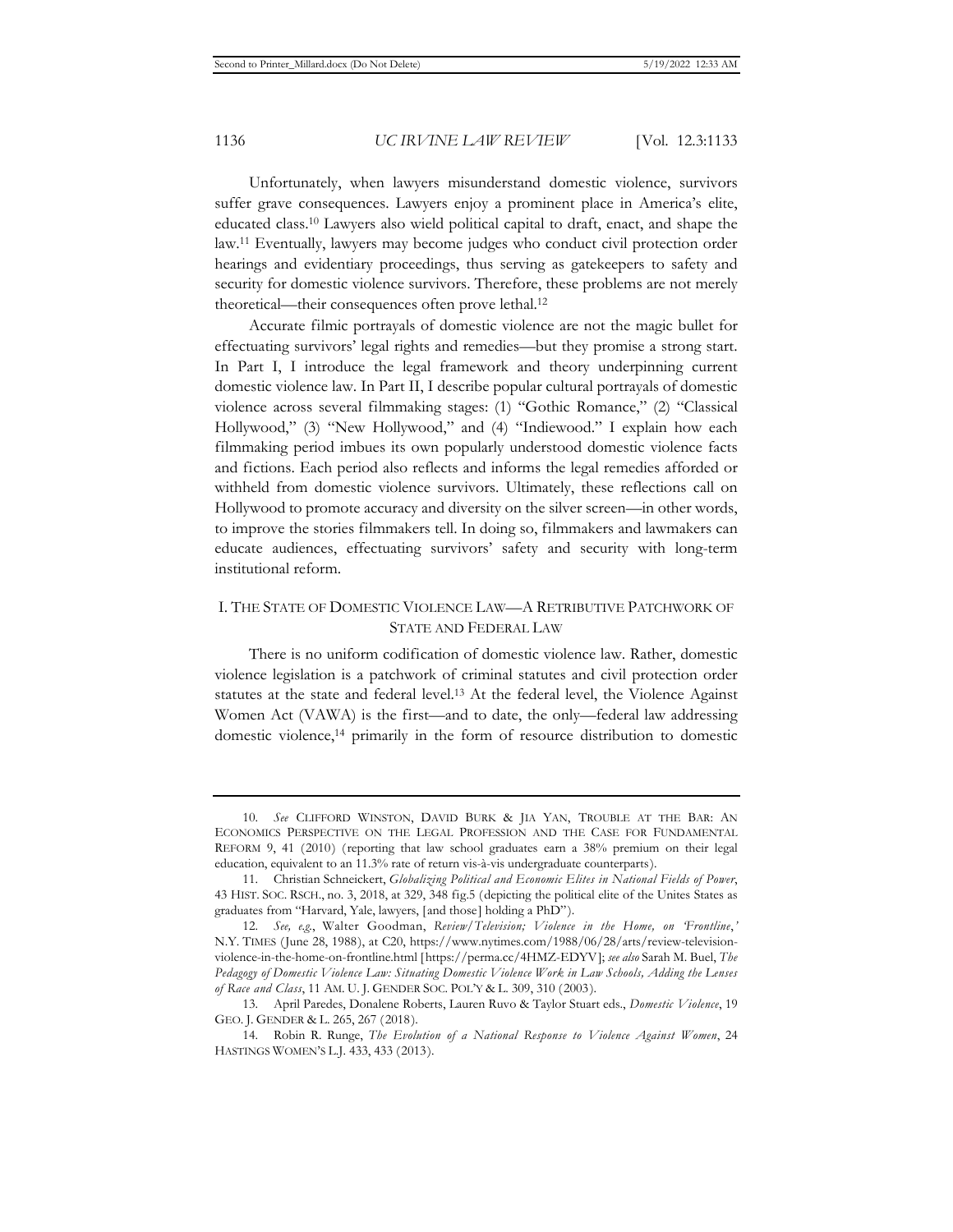Unfortunately, when lawyers misunderstand domestic violence, survivors suffer grave consequences. Lawyers enjoy a prominent place in America's elite, educated class.[10] Lawyers also wield political capital to draft, enact, and shape the law.[11] Eventually, lawyers may become judges who conduct civil protection order hearings and evidentiary proceedings, thus serving as gatekeepers to safety and security for domestic violence survivors. Therefore, these problems are not merely theoretical—their consequences often prove lethal.[12]

Accurate filmic portrayals of domestic violence are not the magic bullet for effectuating survivors' legal rights and remedies—but they promise a strong start. In Part I, I introduce the legal framework and theory underpinning current domestic violence law. In Part II, I describe popular cultural portrayals of domestic violence across several filmmaking stages: (1) "Gothic Romance," (2) "Classical Hollywood," (3) "New Hollywood," and (4) "Indiewood." I explain how each filmmaking period imbues its own popularly understood domestic violence facts and fictions. Each period also reflects and informs the legal remedies afforded or withheld from domestic violence survivors. Ultimately, these reflections call on Hollywood to promote accuracy and diversity on the silver screen—in other words, to improve the stories filmmakers tell. In doing so, filmmakers and lawmakers can educate audiences, effectuating survivors' safety and security with long-term institutional reform.

## I. THE STATE OF DOMESTIC VIOLENCE LAW—A RETRIBUTIVE PATCHWORK OF STATE AND FEDERAL LAW

There is no uniform codification of domestic violence law. Rather, domestic violence legislation is a patchwork of criminal statutes and civil protection order statutes at the state and federal level.[13] At the federal level, the Violence Against Women Act (VAWA) is the first—and to date, the only—federal law addressing domestic violence,[14] primarily in the form of resource distribution to domestic

---

10. *See* CLIFFORD WINSTON, DAVID BURK & JIA YAN, TROUBLE AT THE BAR: AN ECONOMICS PERSPECTIVE ON THE LEGAL PROFESSION AND THE CASE FOR FUNDAMENTAL REFORM 9, 41 (2010) (reporting that law school graduates earn a 38% premium on their legal education, equivalent to an 11.3% rate of return vis-à-vis undergraduate counterparts).

11. Christian Schneickert, *Globalizing Political and Economic Elites in National Fields of Power*, 43 HIST. SOC. RSCH., no. 3, 2018, at 329, 348 fig.5 (depicting the political elite of the Unites States as graduates from "Harvard, Yale, lawyers, [and those] holding a PhD").

12. *See, e.g.*, Walter Goodman, *Review/Television; Violence in the Home, on 'Frontline,'* N.Y. TIMES (June 28, 1988), at C20, https://www.nytimes.com/1988/06/28/arts/review-television-violence-in-the-home-on-frontline.html [https://perma.cc/4HMZ-EDYV]; *see also* Sarah M. Buel, *The Pedagogy of Domestic Violence Law: Situating Domestic Violence Work in Law Schools, Adding the Lenses of Race and Class*, 11 AM. U. J. GENDER SOC. POL'Y & L. 309, 310 (2003).

13. April Paredes, Donalene Roberts, Lauren Ruvo & Taylor Stuart eds., *Domestic Violence*, 19 GEO. J. GENDER & L. 265, 267 (2018).

14. Robin R. Runge, *The Evolution of a National Response to Violence Against Women*, 24 HASTINGS WOMEN'S L.J. 433, 433 (2013).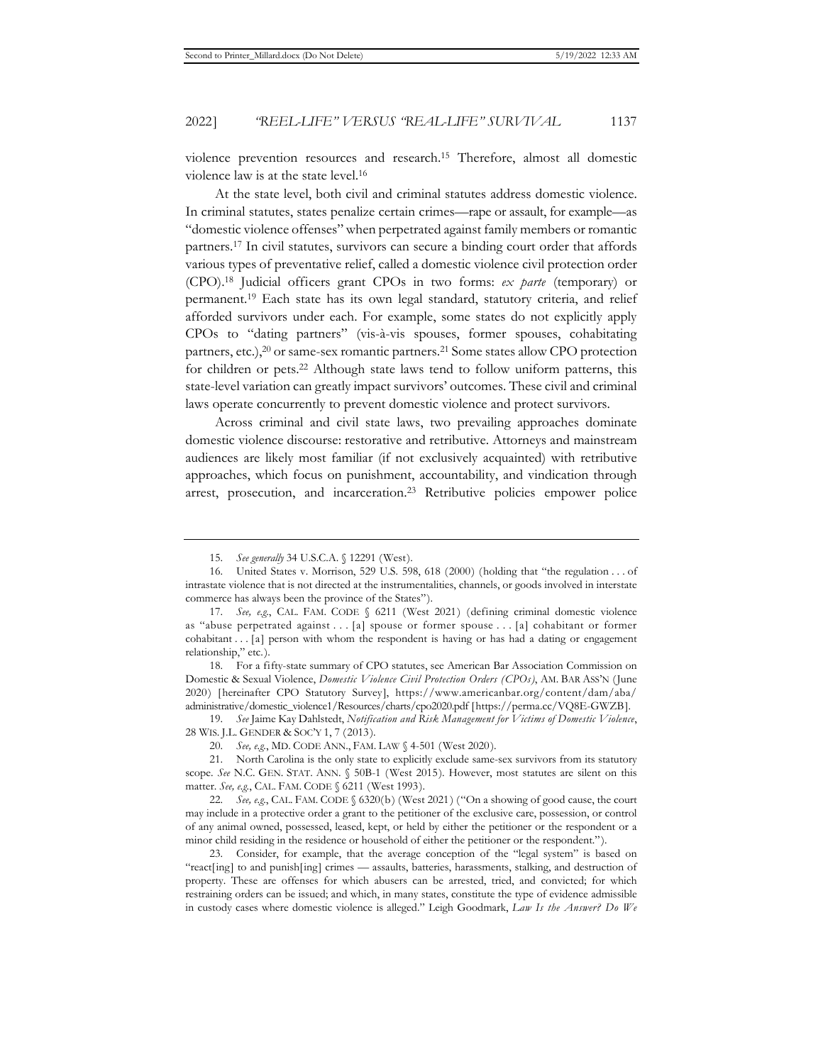violence prevention resources and research.[15] Therefore, almost all domestic violence law is at the state level.[16]

At the state level, both civil and criminal statutes address domestic violence. In criminal statutes, states penalize certain crimes—rape or assault, for example—as "domestic violence offenses" when perpetrated against family members or romantic partners.[17] In civil statutes, survivors can secure a binding court order that affords various types of preventative relief, called a domestic violence civil protection order (CPO).[18] Judicial officers grant CPOs in two forms: *ex parte* (temporary) or permanent.[19] Each state has its own legal standard, statutory criteria, and relief afforded survivors under each. For example, some states do not explicitly apply CPOs to "dating partners" (vis-à-vis spouses, former spouses, cohabitating partners, etc.),[20] or same-sex romantic partners.[21] Some states allow CPO protection for children or pets.[22] Although state laws tend to follow uniform patterns, this state-level variation can greatly impact survivors' outcomes. These civil and criminal laws operate concurrently to prevent domestic violence and protect survivors.

Across criminal and civil state laws, two prevailing approaches dominate domestic violence discourse: restorative and retributive. Attorneys and mainstream audiences are likely most familiar (if not exclusively acquainted) with retributive approaches, which focus on punishment, accountability, and vindication through arrest, prosecution, and incarceration.[23] Retributive policies empower police

---

15. *See generally* 34 U.S.C.A. § 12291 (West).

16. United States v. Morrison, 529 U.S. 598, 618 (2000) (holding that "the regulation . . . of intrastate violence that is not directed at the instrumentalities, channels, or goods involved in interstate commerce has always been the province of the States").

17. *See, e.g.*, CAL. FAM. CODE § 6211 (West 2021) (defining criminal domestic violence as "abuse perpetrated against . . . [a] spouse or former spouse . . . [a] cohabitant or former cohabitant . . . [a] person with whom the respondent is having or has had a dating or engagement relationship," etc.).

18. For a fifty-state summary of CPO statutes, see American Bar Association Commission on Domestic & Sexual Violence, *Domestic Violence Civil Protection Orders (CPOs)*, AM. BAR ASS'N (June 2020) [hereinafter CPO Statutory Survey], https://www.americanbar.org/content/dam/aba/administrative/domestic_violence1/Resources/charts/cpo2020.pdf [https://perma.cc/VQ8E-GWZB].

19. *See* Jaime Kay Dahlstedt, *Notification and Risk Management for Victims of Domestic Violence*, 28 WIS. J.L. GENDER & SOC'Y 1, 7 (2013).

20. *See, e.g.*, MD. CODE ANN., FAM. LAW § 4-501 (West 2020).

21. North Carolina is the only state to explicitly exclude same-sex survivors from its statutory scope. *See* N.C. GEN. STAT. ANN. § 50B-1 (West 2015). However, most statutes are silent on this matter. *See, e.g.*, CAL. FAM. CODE § 6211 (West 1993).

22. *See, e.g.*, CAL. FAM. CODE § 6320(b) (West 2021) ("On a showing of good cause, the court may include in a protective order a grant to the petitioner of the exclusive care, possession, or control of any animal owned, possessed, leased, kept, or held by either the petitioner or the respondent or a minor child residing in the residence or household of either the petitioner or the respondent.").

23. Consider, for example, that the average conception of the "legal system" is based on "react[ing] to and punish[ing] crimes — assaults, batteries, harassments, stalking, and destruction of property. These are offenses for which abusers can be arrested, tried, and convicted; for which restraining orders can be issued; and which, in many states, constitute the type of evidence admissible in custody cases where domestic violence is alleged." Leigh Goodmark, *Law Is the Answer? Do We*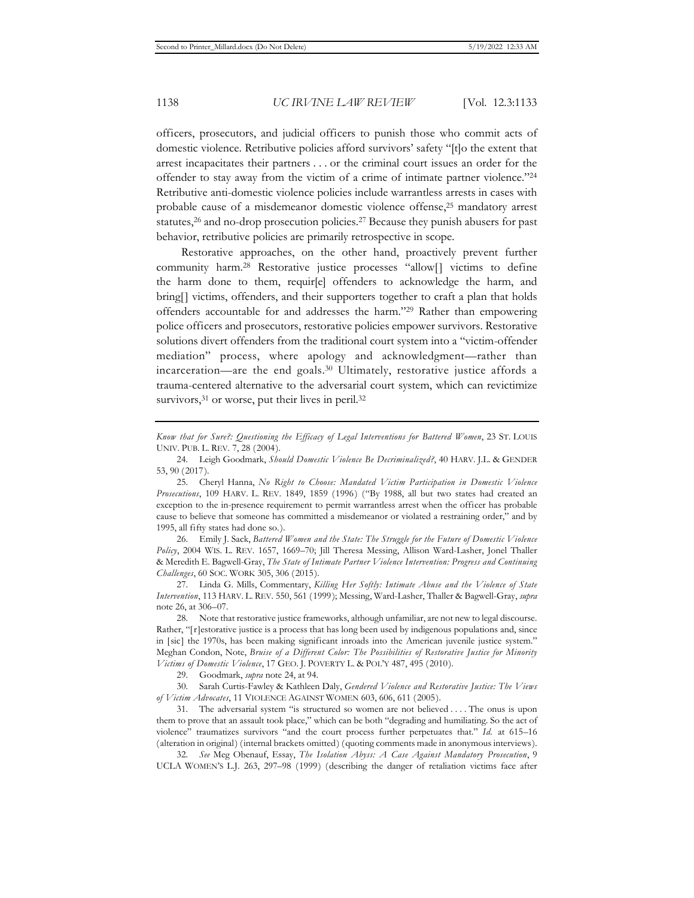officers, prosecutors, and judicial officers to punish those who commit acts of domestic violence. Retributive policies afford survivors' safety "[t]o the extent that arrest incapacitates their partners . . . or the criminal court issues an order for the offender to stay away from the victim of a crime of intimate partner violence."[24] Retributive anti-domestic violence policies include warrantless arrests in cases with probable cause of a misdemeanor domestic violence offense,[25] mandatory arrest statutes,[26] and no-drop prosecution policies.[27] Because they punish abusers for past behavior, retributive policies are primarily retrospective in scope.

Restorative approaches, on the other hand, proactively prevent further community harm.[28] Restorative justice processes "allow[] victims to define the harm done to them, requir[e] offenders to acknowledge the harm, and bring[] victims, offenders, and their supporters together to craft a plan that holds offenders accountable for and addresses the harm."[29] Rather than empowering police officers and prosecutors, restorative policies empower survivors. Restorative solutions divert offenders from the traditional court system into a "victim-offender mediation" process, where apology and acknowledgment—rather than incarceration—are the end goals.[30] Ultimately, restorative justice affords a trauma-centered alternative to the adversarial court system, which can revictimize survivors,[31] or worse, put their lives in peril.[32]

---

*Know that for Sure?: Questioning the Efficacy of Legal Interventions for Battered Women*, 23 ST. LOUIS UNIV. PUB. L. REV. 7, 28 (2004).

24. Leigh Goodmark, *Should Domestic Violence Be Decriminalized?*, 40 HARV. J.L. & GENDER 53, 90 (2017).

25. Cheryl Hanna, *No Right to Choose: Mandated Victim Participation in Domestic Violence Prosecutions*, 109 HARV. L. REV. 1849, 1859 (1996) ("By 1988, all but two states had created an exception to the in-presence requirement to permit warrantless arrest when the officer has probable cause to believe that someone has committed a misdemeanor or violated a restraining order," and by 1995, all fifty states had done so.).

26. Emily J. Sack, *Battered Women and the State: The Struggle for the Future of Domestic Violence Policy*, 2004 WIS. L. REV. 1657, 1669–70; Jill Theresa Messing, Allison Ward-Lasher, Jonel Thaller & Meredith E. Bagwell-Gray, *The State of Intimate Partner Violence Intervention: Progress and Continuing Challenges*, 60 SOC. WORK 305, 306 (2015).

27. Linda G. Mills, Commentary, *Killing Her Softly: Intimate Abuse and the Violence of State Intervention*, 113 HARV. L. REV. 550, 561 (1999); Messing, Ward-Lasher, Thaller & Bagwell-Gray, *supra* note 26, at 306–07.

28. Note that restorative justice frameworks, although unfamiliar, are not new to legal discourse. Rather, "[r]estorative justice is a process that has long been used by indigenous populations and, since in [sic] the 1970s, has been making significant inroads into the American juvenile justice system." Meghan Condon, Note, *Bruise of a Different Color: The Possibilities of Restorative Justice for Minority Victims of Domestic Violence*, 17 GEO. J. POVERTY L. & POL'Y 487, 495 (2010).

29. Goodmark, *supra* note 24, at 94.

30. Sarah Curtis-Fawley & Kathleen Daly, *Gendered Violence and Restorative Justice: The Views of Victim Advocates*, 11 VIOLENCE AGAINST WOMEN 603, 606, 611 (2005).

31. The adversarial system "is structured so women are not believed . . . . The onus is upon them to prove that an assault took place," which can be both "degrading and humiliating. So the act of violence" traumatizes survivors "and the court process further perpetuates that." *Id.* at 615–16 (alteration in original) (internal brackets omitted) (quoting comments made in anonymous interviews).

32. *See* Meg Obenauf, Essay, *The Isolation Abyss: A Case Against Mandatory Prosecution*, 9 UCLA WOMEN'S L.J. 263, 297–98 (1999) (describing the danger of retaliation victims face after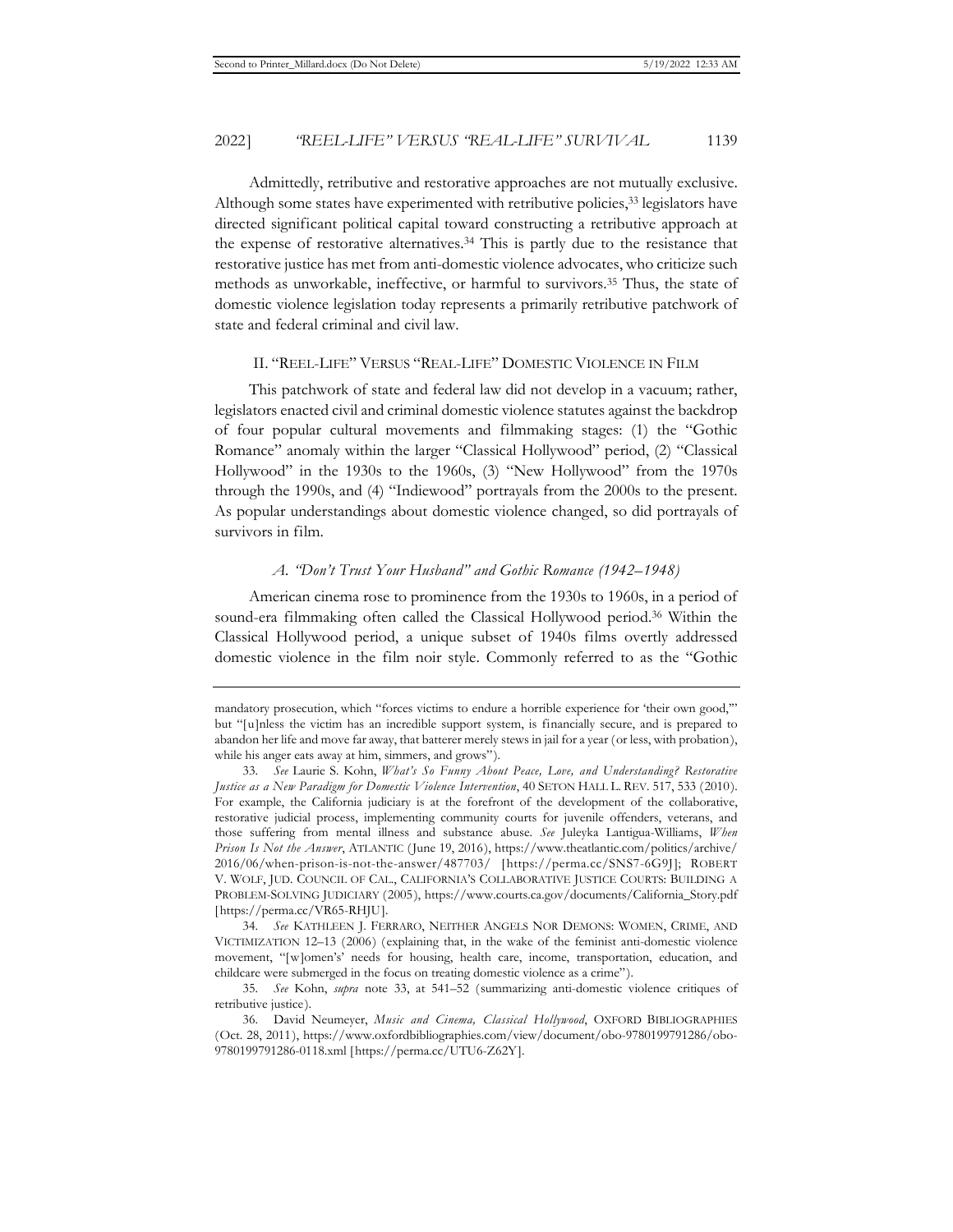Admittedly, retributive and restorative approaches are not mutually exclusive. Although some states have experimented with retributive policies,[33] legislators have directed significant political capital toward constructing a retributive approach at the expense of restorative alternatives.[34] This is partly due to the resistance that restorative justice has met from anti-domestic violence advocates, who criticize such methods as unworkable, ineffective, or harmful to survivors.[35] Thus, the state of domestic violence legislation today represents a primarily retributive patchwork of state and federal criminal and civil law.

## II. "REEL-LIFE" VERSUS "REAL-LIFE" DOMESTIC VIOLENCE IN FILM

This patchwork of state and federal law did not develop in a vacuum; rather, legislators enacted civil and criminal domestic violence statutes against the backdrop of four popular cultural movements and filmmaking stages: (1) the "Gothic Romance" anomaly within the larger "Classical Hollywood" period, (2) "Classical Hollywood" in the 1930s to the 1960s, (3) "New Hollywood" from the 1970s through the 1990s, and (4) "Indiewood" portrayals from the 2000s to the present. As popular understandings about domestic violence changed, so did portrayals of survivors in film.

### *A. "Don't Trust Your Husband" and Gothic Romance (1942–1948)*

American cinema rose to prominence from the 1930s to 1960s, in a period of sound-era filmmaking often called the Classical Hollywood period.[36] Within the Classical Hollywood period, a unique subset of 1940s films overtly addressed domestic violence in the film noir style. Commonly referred to as the "Gothic

---

mandatory prosecution, which "forces victims to endure a horrible experience for 'their own good,'" but "[u]nless the victim has an incredible support system, is financially secure, and is prepared to abandon her life and move far away, that batterer merely stews in jail for a year (or less, with probation), while his anger eats away at him, simmers, and grows").

33. *See* Laurie S. Kohn, *What's So Funny About Peace, Love, and Understanding? Restorative Justice as a New Paradigm for Domestic Violence Intervention*, 40 SETON HALL L. REV. 517, 533 (2010). For example, the California judiciary is at the forefront of the development of the collaborative, restorative judicial process, implementing community courts for juvenile offenders, veterans, and those suffering from mental illness and substance abuse. *See* Juleyka Lantigua-Williams, *When Prison Is Not the Answer*, ATLANTIC (June 19, 2016), https://www.theatlantic.com/politics/archive/2016/06/when-prison-is-not-the-answer/487703/ [https://perma.cc/SNS7-6G9J]; ROBERT V. WOLF, JUD. COUNCIL OF CAL., CALIFORNIA'S COLLABORATIVE JUSTICE COURTS: BUILDING A PROBLEM-SOLVING JUDICIARY (2005), https://www.courts.ca.gov/documents/California_Story.pdf [https://perma.cc/VR65-RHJU].

34. *See* KATHLEEN J. FERRARO, NEITHER ANGELS NOR DEMONS: WOMEN, CRIME, AND VICTIMIZATION 12–13 (2006) (explaining that, in the wake of the feminist anti-domestic violence movement, "[w]omen's' needs for housing, health care, income, transportation, education, and childcare were submerged in the focus on treating domestic violence as a crime").

35. *See* Kohn, *supra* note 33, at 541–52 (summarizing anti-domestic violence critiques of retributive justice).

36. David Neumeyer, *Music and Cinema, Classical Hollywood*, OXFORD BIBLIOGRAPHIES (Oct. 28, 2011), https://www.oxfordbibliographies.com/view/document/obo-9780199791286/obo-9780199791286-0118.xml [https://perma.cc/UTU6-Z62Y].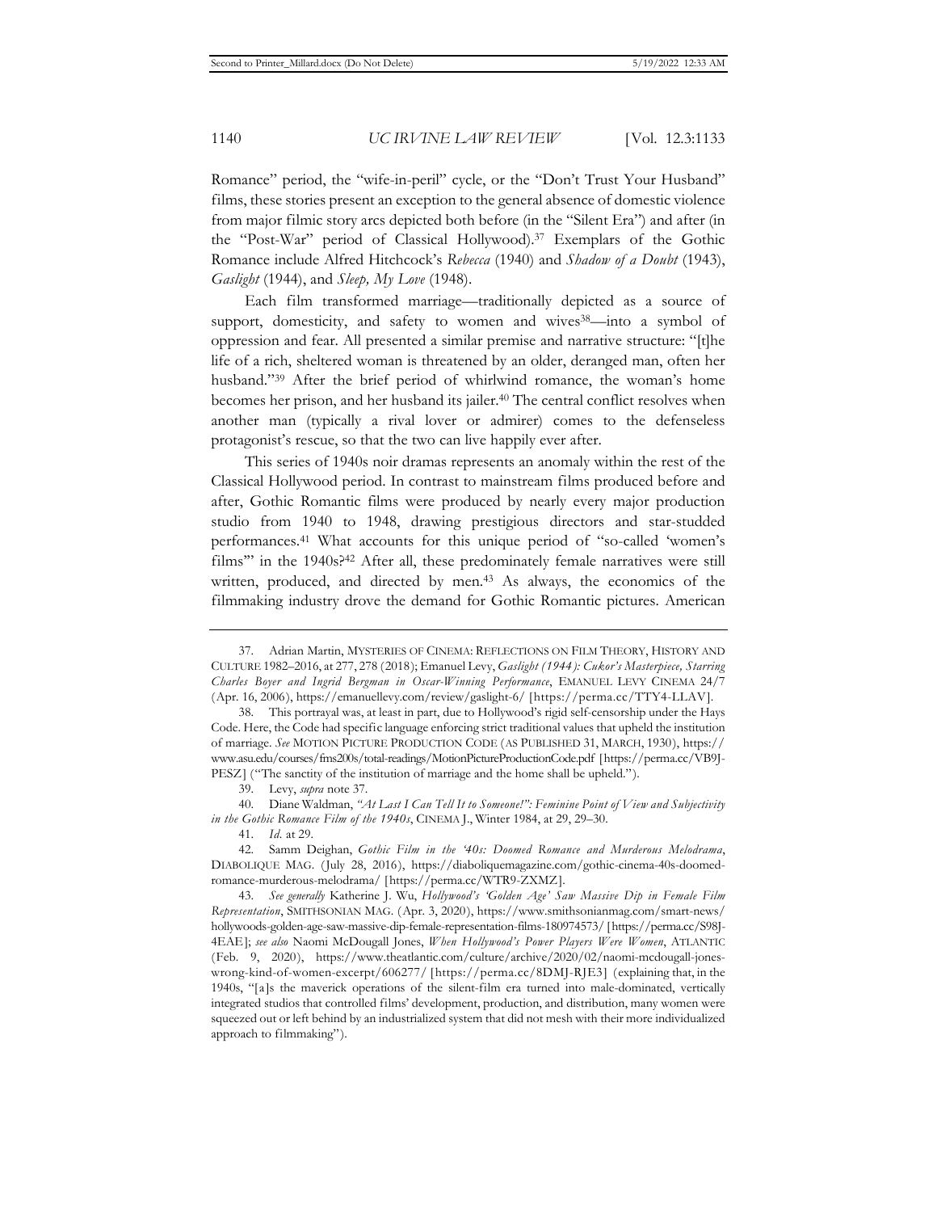Romance" period, the "wife-in-peril" cycle, or the "Don't Trust Your Husband" films, these stories present an exception to the general absence of domestic violence from major filmic story arcs depicted both before (in the "Silent Era") and after (in the "Post-War" period of Classical Hollywood).[37] Exemplars of the Gothic Romance include Alfred Hitchcock's *Rebecca* (1940) and *Shadow of a Doubt* (1943), *Gaslight* (1944), and *Sleep, My Love* (1948).

Each film transformed marriage—traditionally depicted as a source of support, domesticity, and safety to women and wives[38]—into a symbol of oppression and fear. All presented a similar premise and narrative structure: "[t]he life of a rich, sheltered woman is threatened by an older, deranged man, often her husband."[39] After the brief period of whirlwind romance, the woman's home becomes her prison, and her husband its jailer.[40] The central conflict resolves when another man (typically a rival lover or admirer) comes to the defenseless protagonist's rescue, so that the two can live happily ever after.

This series of 1940s noir dramas represents an anomaly within the rest of the Classical Hollywood period. In contrast to mainstream films produced before and after, Gothic Romantic films were produced by nearly every major production studio from 1940 to 1948, drawing prestigious directors and star-studded performances.[41] What accounts for this unique period of "so-called 'women's films'" in the 1940s?[42] After all, these predominately female narratives were still written, produced, and directed by men.[43] As always, the economics of the filmmaking industry drove the demand for Gothic Romantic pictures. American

---

37. Adrian Martin, MYSTERIES OF CINEMA: REFLECTIONS ON FILM THEORY, HISTORY AND CULTURE 1982–2016, at 277, 278 (2018); Emanuel Levy, *Gaslight (1944): Cukor's Masterpiece, Starring Charles Boyer and Ingrid Bergman in Oscar-Winning Performance*, EMANUEL LEVY CINEMA 24/7 (Apr. 16, 2006), https://emanuellevy.com/review/gaslight-6/ [https://perma.cc/TTY4-LLAV].

38. This portrayal was, at least in part, due to Hollywood's rigid self-censorship under the Hays Code. Here, the Code had specific language enforcing strict traditional values that upheld the institution of marriage. *See* MOTION PICTURE PRODUCTION CODE (AS PUBLISHED 31, MARCH, 1930), https://www.asu.edu/courses/fms200s/total-readings/MotionPictureProductionCode.pdf [https://perma.cc/VB9J-PESZ] ("The sanctity of the institution of marriage and the home shall be upheld.").

39. Levy, *supra* note 37.

40. Diane Waldman, *"At Last I Can Tell It to Someone!": Feminine Point of View and Subjectivity in the Gothic Romance Film of the 1940s*, CINEMA J., Winter 1984, at 29, 29–30.

41. *Id.* at 29.

42. Samm Deighan, *Gothic Film in the '40s: Doomed Romance and Murderous Melodrama*, DIABOLIQUE MAG. (July 28, 2016), https://diaboliquemagazine.com/gothic-cinema-40s-doomed-romance-murderous-melodrama/ [https://perma.cc/WTR9-ZXMZ].

43. *See generally* Katherine J. Wu, *Hollywood's 'Golden Age' Saw Massive Dip in Female Film Representation*, SMITHSONIAN MAG. (Apr. 3, 2020), https://www.smithsonianmag.com/smart-news/hollywoods-golden-age-saw-massive-dip-female-representation-films-180974573/ [https://perma.cc/S98J-4EAE]; *see also* Naomi McDougall Jones, *When Hollywood's Power Players Were Women*, ATLANTIC (Feb. 9, 2020), https://www.theatlantic.com/culture/archive/2020/02/naomi-mcdougall-jones-wrong-kind-of-women-excerpt/606277/ [https://perma.cc/8DMJ-RJE3] (explaining that, in the 1940s, "[a]s the maverick operations of the silent-film era turned into male-dominated, vertically integrated studios that controlled films' development, production, and distribution, many women were squeezed out or left behind by an industrialized system that did not mesh with their more individualized approach to filmmaking").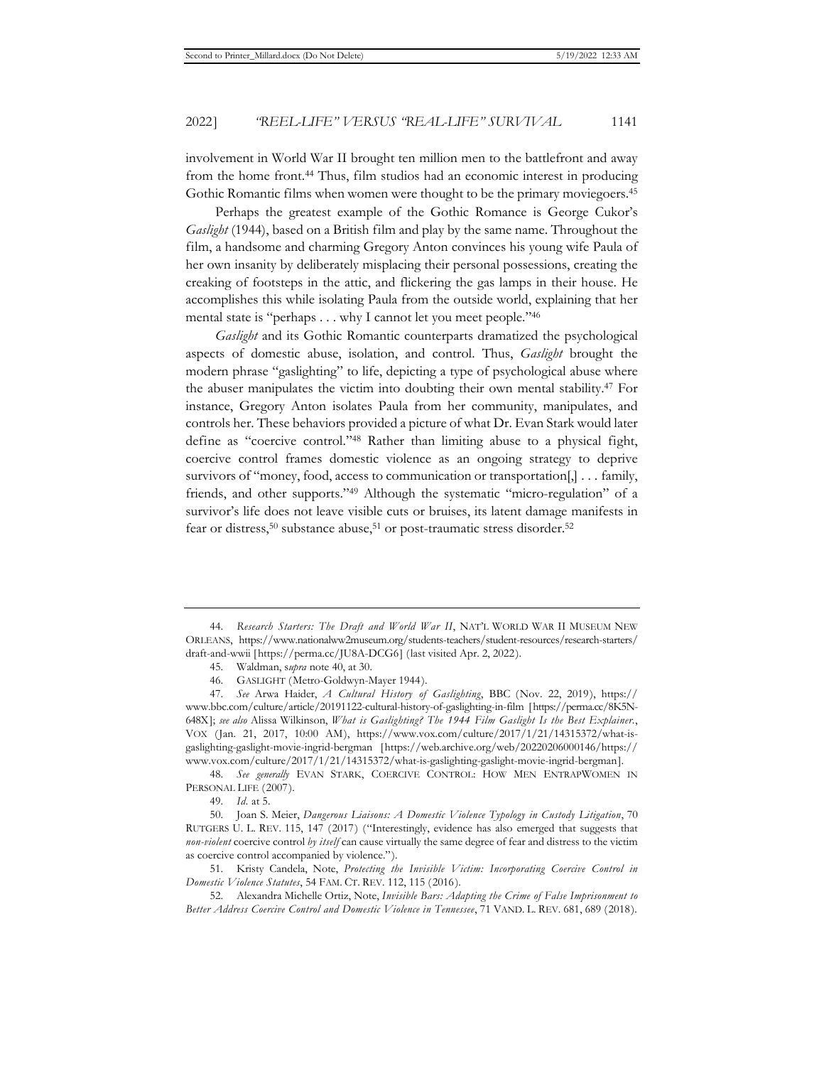involvement in World War II brought ten million men to the battlefront and away from the home front.[44] Thus, film studios had an economic interest in producing Gothic Romantic films when women were thought to be the primary moviegoers.[45]

Perhaps the greatest example of the Gothic Romance is George Cukor's *Gaslight* (1944), based on a British film and play by the same name. Throughout the film, a handsome and charming Gregory Anton convinces his young wife Paula of her own insanity by deliberately misplacing their personal possessions, creating the creaking of footsteps in the attic, and flickering the gas lamps in their house. He accomplishes this while isolating Paula from the outside world, explaining that her mental state is "perhaps . . . why I cannot let you meet people."[46]

*Gaslight* and its Gothic Romantic counterparts dramatized the psychological aspects of domestic abuse, isolation, and control. Thus, *Gaslight* brought the modern phrase "gaslighting" to life, depicting a type of psychological abuse where the abuser manipulates the victim into doubting their own mental stability.[47] For instance, Gregory Anton isolates Paula from her community, manipulates, and controls her. These behaviors provided a picture of what Dr. Evan Stark would later define as "coercive control."[48] Rather than limiting abuse to a physical fight, coercive control frames domestic violence as an ongoing strategy to deprive survivors of "money, food, access to communication or transportation[,] . . . family, friends, and other supports."[49] Although the systematic "micro-regulation" of a survivor's life does not leave visible cuts or bruises, its latent damage manifests in fear or distress,[50] substance abuse,[51] or post-traumatic stress disorder.[52]

---

44. *Research Starters: The Draft and World War II*, NAT'L WORLD WAR II MUSEUM NEW ORLEANS, https://www.nationalww2museum.org/students-teachers/student-resources/research-starters/draft-and-wwii [https://perma.cc/JU8A-DCG6] (last visited Apr. 2, 2022).

45. Waldman, *supra* note 40, at 30.

46. GASLIGHT (Metro-Goldwyn-Mayer 1944).

47. *See* Arwa Haider, *A Cultural History of Gaslighting*, BBC (Nov. 22, 2019), https://www.bbc.com/culture/article/20191122-cultural-history-of-gaslighting-in-film [https://perma.cc/8K5N-648X]; *see also* Alissa Wilkinson, *What is Gaslighting? The 1944 Film Gaslight Is the Best Explainer.*, VOX (Jan. 21, 2017, 10:00 AM), https://www.vox.com/culture/2017/1/21/14315372/what-is-gaslighting-gaslight-movie-ingrid-bergman [https://web.archive.org/web/20220206000146/https://www.vox.com/culture/2017/1/21/14315372/what-is-gaslighting-gaslight-movie-ingrid-bergman].

48. *See generally* EVAN STARK, COERCIVE CONTROL: HOW MEN ENTRAP WOMEN IN PERSONAL LIFE (2007).

49. *Id.* at 5.

50. Joan S. Meier, *Dangerous Liaisons: A Domestic Violence Typology in Custody Litigation*, 70 RUTGERS U. L. REV. 115, 147 (2017) ("Interestingly, evidence has also emerged that suggests that *non-violent* coercive control *by itself* can cause virtually the same degree of fear and distress to the victim as coercive control accompanied by violence.").

51. Kristy Candela, Note, *Protecting the Invisible Victim: Incorporating Coercive Control in Domestic Violence Statutes*, 54 FAM. CT. REV. 112, 115 (2016).

52. Alexandra Michelle Ortiz, Note, *Invisible Bars: Adapting the Crime of False Imprisonment to Better Address Coercive Control and Domestic Violence in Tennessee*, 71 VAND. L. REV. 681, 689 (2018).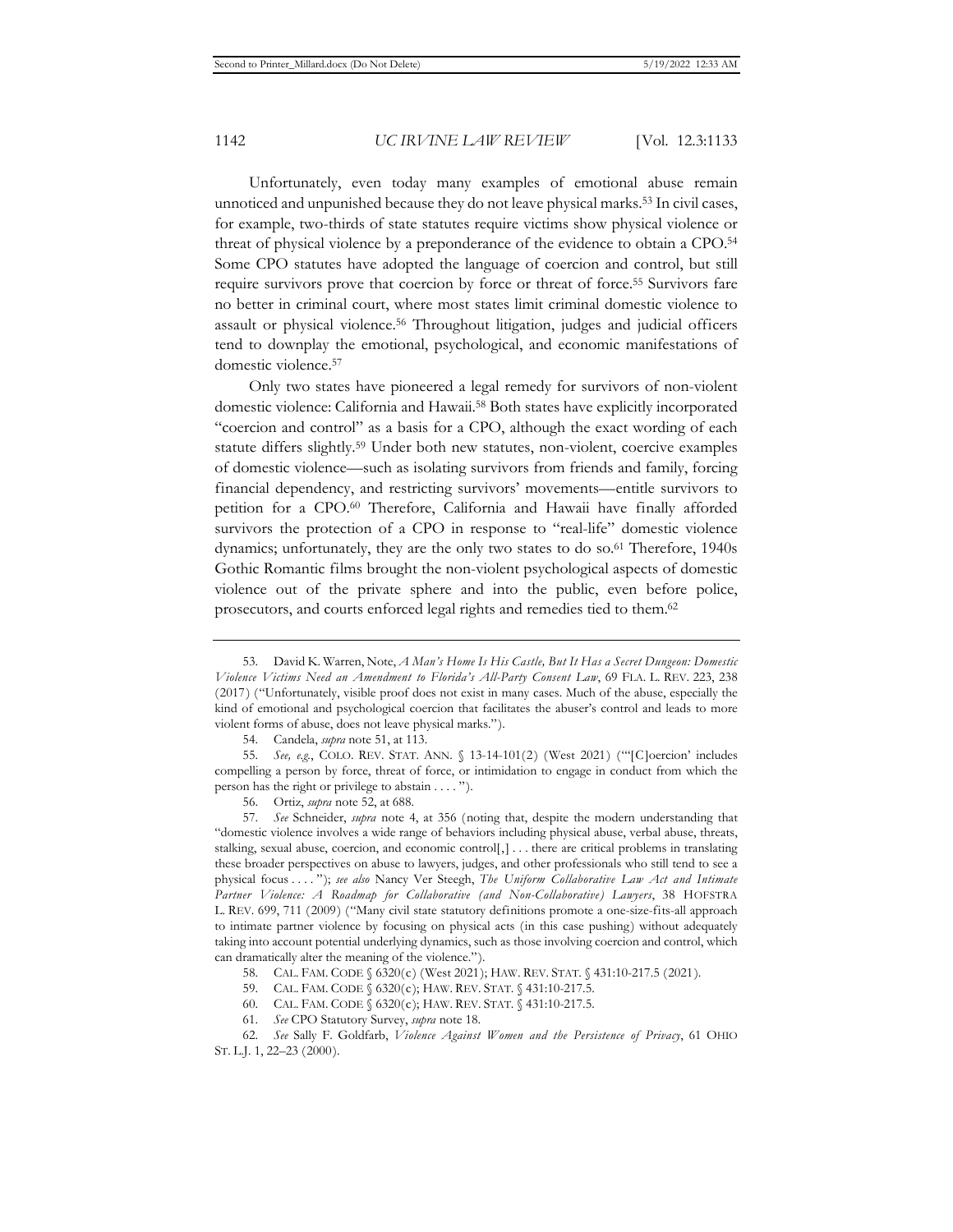Unfortunately, even today many examples of emotional abuse remain unnoticed and unpunished because they do not leave physical marks.[53] In civil cases, for example, two-thirds of state statutes require victims show physical violence or threat of physical violence by a preponderance of the evidence to obtain a CPO.[54] Some CPO statutes have adopted the language of coercion and control, but still require survivors prove that coercion by force or threat of force.[55] Survivors fare no better in criminal court, where most states limit criminal domestic violence to assault or physical violence.[56] Throughout litigation, judges and judicial officers tend to downplay the emotional, psychological, and economic manifestations of domestic violence.[57]

Only two states have pioneered a legal remedy for survivors of non-violent domestic violence: California and Hawaii.[58] Both states have explicitly incorporated "coercion and control" as a basis for a CPO, although the exact wording of each statute differs slightly.[59] Under both new statutes, non-violent, coercive examples of domestic violence—such as isolating survivors from friends and family, forcing financial dependency, and restricting survivors' movements—entitle survivors to petition for a CPO.[60] Therefore, California and Hawaii have finally afforded survivors the protection of a CPO in response to "real-life" domestic violence dynamics; unfortunately, they are the only two states to do so.[61] Therefore, 1940s Gothic Romantic films brought the non-violent psychological aspects of domestic violence out of the private sphere and into the public, even before police, prosecutors, and courts enforced legal rights and remedies tied to them.[62]

---

53. David K. Warren, Note, *A Man's Home Is His Castle, But It Has a Secret Dungeon: Domestic Violence Victims Need an Amendment to Florida's All-Party Consent Law*, 69 FLA. L. REV. 223, 238 (2017) ("Unfortunately, visible proof does not exist in many cases. Much of the abuse, especially the kind of emotional and psychological coercion that facilitates the abuser's control and leads to more violent forms of abuse, does not leave physical marks.").

54. Candela, *supra* note 51, at 113.

55. *See, e.g.*, COLO. REV. STAT. ANN. § 13-14-101(2) (West 2021) ("'[C]oercion' includes compelling a person by force, threat of force, or intimidation to engage in conduct from which the person has the right or privilege to abstain . . . .").

56. Ortiz, *supra* note 52, at 688.

57. *See* Schneider, *supra* note 4, at 356 (noting that, despite the modern understanding that "domestic violence involves a wide range of behaviors including physical abuse, verbal abuse, threats, stalking, sexual abuse, coercion, and economic control[,] . . . there are critical problems in translating these broader perspectives on abuse to lawyers, judges, and other professionals who still tend to see a physical focus . . . ."); *see also* Nancy Ver Steegh, *The Uniform Collaborative Law Act and Intimate Partner Violence: A Roadmap for Collaborative (and Non-Collaborative) Lawyers*, 38 HOFSTRA L. REV. 699, 711 (2009) ("Many civil state statutory definitions promote a one-size-fits-all approach to intimate partner violence by focusing on physical acts (in this case pushing) without adequately taking into account potential underlying dynamics, such as those involving coercion and control, which can dramatically alter the meaning of the violence.").

58. CAL. FAM. CODE § 6320(c) (West 2021); HAW. REV. STAT. § 431:10-217.5 (2021).

59. CAL. FAM. CODE § 6320(c); HAW. REV. STAT. § 431:10-217.5.

60. CAL. FAM. CODE § 6320(c); HAW. REV. STAT. § 431:10-217.5.

61. *See* CPO Statutory Survey, *supra* note 18.

62. *See* Sally F. Goldfarb, *Violence Against Women and the Persistence of Privacy*, 61 OHIO ST. L.J. 1, 22–23 (2000).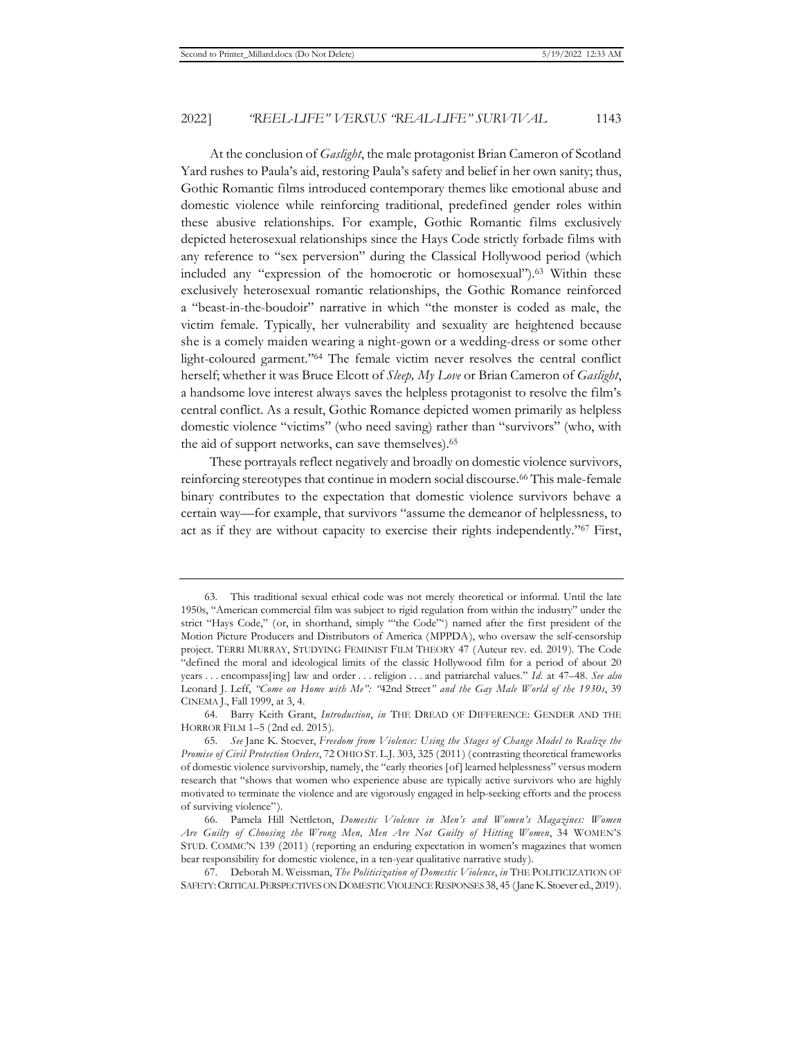At the conclusion of *Gaslight*, the male protagonist Brian Cameron of Scotland Yard rushes to Paula's aid, restoring Paula's safety and belief in her own sanity; thus, Gothic Romantic films introduced contemporary themes like emotional abuse and domestic violence while reinforcing traditional, predefined gender roles within these abusive relationships. For example, Gothic Romantic films exclusively depicted heterosexual relationships since the Hays Code strictly forbade films with any reference to "sex perversion" during the Classical Hollywood period (which included any "expression of the homoerotic or homosexual").[63] Within these exclusively heterosexual romantic relationships, the Gothic Romance reinforced a "beast-in-the-boudoir" narrative in which "the monster is coded as male, the victim female. Typically, her vulnerability and sexuality are heightened because she is a comely maiden wearing a night-gown or a wedding-dress or some other light-coloured garment."[64] The female victim never resolves the central conflict herself; whether it was Bruce Elcott of *Sleep, My Love* or Brian Cameron of *Gaslight*, a handsome love interest always saves the helpless protagonist to resolve the film's central conflict. As a result, Gothic Romance depicted women primarily as helpless domestic violence "victims" (who need saving) rather than "survivors" (who, with the aid of support networks, can save themselves).[65]

These portrayals reflect negatively and broadly on domestic violence survivors, reinforcing stereotypes that continue in modern social discourse.[66] This male-female binary contributes to the expectation that domestic violence survivors behave a certain way—for example, that survivors "assume the demeanor of helplessness, to act as if they are without capacity to exercise their rights independently."[67] First,

---

63. This traditional sexual ethical code was not merely theoretical or informal. Until the late 1950s, "American commercial film was subject to rigid regulation from within the industry" under the strict "Hays Code," (or, in shorthand, simply "'the Code'") named after the first president of the Motion Picture Producers and Distributors of America (MPPDA), who oversaw the self-censorship project. TERRI MURRAY, STUDYING FEMINIST FILM THEORY 47 (Auteur rev. ed. 2019). The Code "defined the moral and ideological limits of the classic Hollywood film for a period of about 20 years . . . encompass[ing] law and order . . . religion . . . and patriarchal values." *Id.* at 47–48. *See also* Leonard J. Leff, *"Come on Home with Me": "*42nd Street*" and the Gay Male World of the 1930s*, 39 CINEMA J., Fall 1999, at 3, 4.

64. Barry Keith Grant, *Introduction*, *in* THE DREAD OF DIFFERENCE: GENDER AND THE HORROR FILM 1–5 (2nd ed. 2015).

65. *See* Jane K. Stoever, *Freedom from Violence: Using the Stages of Change Model to Realize the Promise of Civil Protection Orders*, 72 OHIO ST. L.J. 303, 325 (2011) (contrasting theoretical frameworks of domestic violence survivorship, namely, the "early theories [of] learned helplessness" versus modern research that "shows that women who experience abuse are typically active survivors who are highly motivated to terminate the violence and are vigorously engaged in help-seeking efforts and the process of surviving violence").

66. Pamela Hill Nettleton, *Domestic Violence in Men's and Women's Magazines: Women Are Guilty of Choosing the Wrong Men, Men Are Not Guilty of Hitting Women*, 34 WOMEN'S STUD. COMMC'N 139 (2011) (reporting an enduring expectation in women's magazines that women bear responsibility for domestic violence, in a ten-year qualitative narrative study).

67. Deborah M. Weissman, *The Politicization of Domestic Violence*, *in* THE POLITICIZATION OF SAFETY: CRITICAL PERSPECTIVES ON DOMESTIC VIOLENCE RESPONSES 38, 45 (Jane K. Stoever ed., 2019).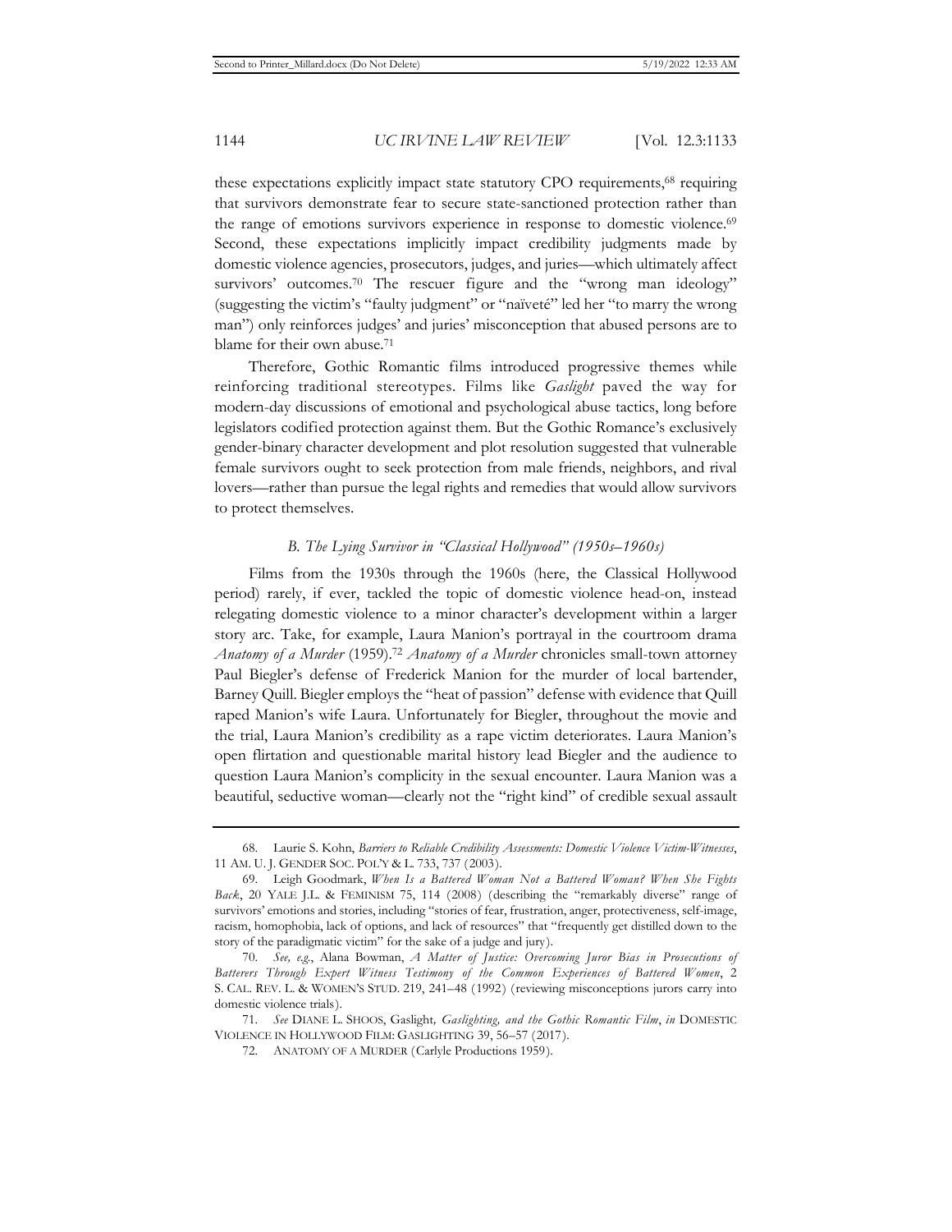these expectations explicitly impact state statutory CPO requirements,[68] requiring that survivors demonstrate fear to secure state-sanctioned protection rather than the range of emotions survivors experience in response to domestic violence.[69] Second, these expectations implicitly impact credibility judgments made by domestic violence agencies, prosecutors, judges, and juries—which ultimately affect survivors' outcomes.[70] The rescuer figure and the "wrong man ideology" (suggesting the victim's "faulty judgment" or "naïveté" led her "to marry the wrong man") only reinforces judges' and juries' misconception that abused persons are to blame for their own abuse.[71]

Therefore, Gothic Romantic films introduced progressive themes while reinforcing traditional stereotypes. Films like *Gaslight* paved the way for modern-day discussions of emotional and psychological abuse tactics, long before legislators codified protection against them. But the Gothic Romance's exclusively gender-binary character development and plot resolution suggested that vulnerable female survivors ought to seek protection from male friends, neighbors, and rival lovers—rather than pursue the legal rights and remedies that would allow survivors to protect themselves.

### *B. The Lying Survivor in "Classical Hollywood" (1950s–1960s)*

Films from the 1930s through the 1960s (here, the Classical Hollywood period) rarely, if ever, tackled the topic of domestic violence head-on, instead relegating domestic violence to a minor character's development within a larger story arc. Take, for example, Laura Manion's portrayal in the courtroom drama *Anatomy of a Murder* (1959).[72] *Anatomy of a Murder* chronicles small-town attorney Paul Biegler's defense of Frederick Manion for the murder of local bartender, Barney Quill. Biegler employs the "heat of passion" defense with evidence that Quill raped Manion's wife Laura. Unfortunately for Biegler, throughout the movie and the trial, Laura Manion's credibility as a rape victim deteriorates. Laura Manion's open flirtation and questionable marital history lead Biegler and the audience to question Laura Manion's complicity in the sexual encounter. Laura Manion was a beautiful, seductive woman—clearly not the "right kind" of credible sexual assault

---

68. Laurie S. Kohn, *Barriers to Reliable Credibility Assessments: Domestic Violence Victim-Witnesses*, 11 AM. U. J. GENDER SOC. POL'Y & L. 733, 737 (2003).

69. Leigh Goodmark, *When Is a Battered Woman Not a Battered Woman? When She Fights Back*, 20 YALE J.L. & FEMINISM 75, 114 (2008) (describing the "remarkably diverse" range of survivors' emotions and stories, including "stories of fear, frustration, anger, protectiveness, self-image, racism, homophobia, lack of options, and lack of resources" that "frequently get distilled down to the story of the paradigmatic victim" for the sake of a judge and jury).

70. *See, e.g.*, Alana Bowman, *A Matter of Justice: Overcoming Juror Bias in Prosecutions of Batterers Through Expert Witness Testimony of the Common Experiences of Battered Women*, 2 S. CAL. REV. L. & WOMEN'S STUD. 219, 241–48 (1992) (reviewing misconceptions jurors carry into domestic violence trials).

71. *See* DIANE L. SHOOS, Gaslight*, Gaslighting, and the Gothic Romantic Film*, *in* DOMESTIC VIOLENCE IN HOLLYWOOD FILM: GASLIGHTING 39, 56–57 (2017).

72. ANATOMY OF A MURDER (Carlyle Productions 1959).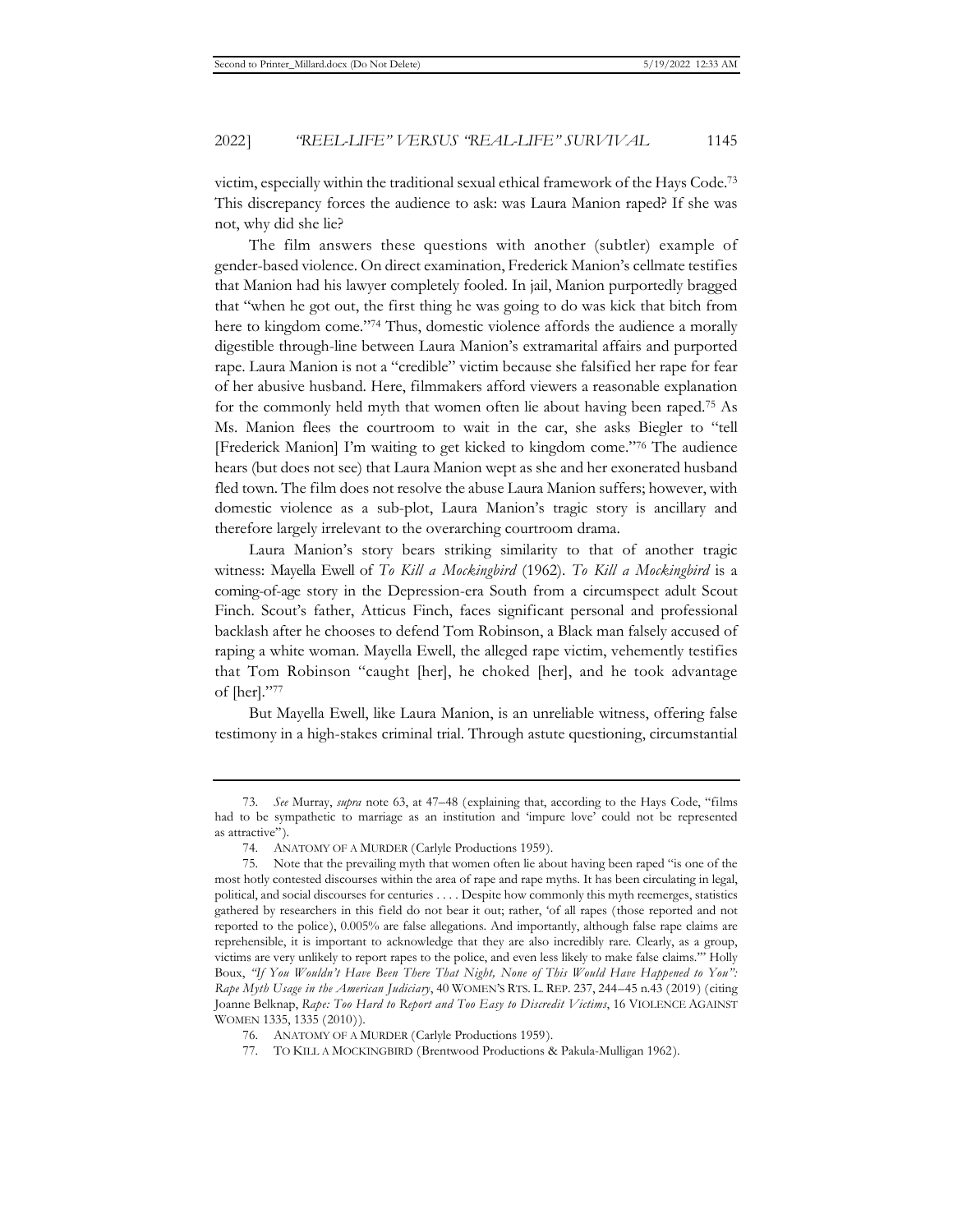victim, especially within the traditional sexual ethical framework of the Hays Code.[73] This discrepancy forces the audience to ask: was Laura Manion raped? If she was not, why did she lie?

The film answers these questions with another (subtler) example of gender-based violence. On direct examination, Frederick Manion's cellmate testifies that Manion had his lawyer completely fooled. In jail, Manion purportedly bragged that "when he got out, the first thing he was going to do was kick that bitch from here to kingdom come."[74] Thus, domestic violence affords the audience a morally digestible through-line between Laura Manion's extramarital affairs and purported rape. Laura Manion is not a "credible" victim because she falsified her rape for fear of her abusive husband. Here, filmmakers afford viewers a reasonable explanation for the commonly held myth that women often lie about having been raped.[75] As Ms. Manion flees the courtroom to wait in the car, she asks Biegler to "tell [Frederick Manion] I'm waiting to get kicked to kingdom come."[76] The audience hears (but does not see) that Laura Manion wept as she and her exonerated husband fled town. The film does not resolve the abuse Laura Manion suffers; however, with domestic violence as a sub-plot, Laura Manion's tragic story is ancillary and therefore largely irrelevant to the overarching courtroom drama.

Laura Manion's story bears striking similarity to that of another tragic witness: Mayella Ewell of *To Kill a Mockingbird* (1962). *To Kill a Mockingbird* is a coming-of-age story in the Depression-era South from a circumspect adult Scout Finch. Scout's father, Atticus Finch, faces significant personal and professional backlash after he chooses to defend Tom Robinson, a Black man falsely accused of raping a white woman. Mayella Ewell, the alleged rape victim, vehemently testifies that Tom Robinson "caught [her], he choked [her], and he took advantage of [her]."[77]

But Mayella Ewell, like Laura Manion, is an unreliable witness, offering false testimony in a high-stakes criminal trial. Through astute questioning, circumstantial

---

73. *See* Murray, *supra* note 63, at 47–48 (explaining that, according to the Hays Code, "films had to be sympathetic to marriage as an institution and 'impure love' could not be represented as attractive").

74. ANATOMY OF A MURDER (Carlyle Productions 1959).

75. Note that the prevailing myth that women often lie about having been raped "is one of the most hotly contested discourses within the area of rape and rape myths. It has been circulating in legal, political, and social discourses for centuries . . . . Despite how commonly this myth reemerges, statistics gathered by researchers in this field do not bear it out; rather, 'of all rapes (those reported and not reported to the police), 0.005% are false allegations. And importantly, although false rape claims are reprehensible, it is important to acknowledge that they are also incredibly rare. Clearly, as a group, victims are very unlikely to report rapes to the police, and even less likely to make false claims.'" Holly Boux, *"If You Wouldn't Have Been There That Night, None of This Would Have Happened to You": Rape Myth Usage in the American Judiciary*, 40 WOMEN'S RTS. L. REP. 237, 244–45 n.43 (2019) (citing Joanne Belknap, *Rape: Too Hard to Report and Too Easy to Discredit Victims*, 16 VIOLENCE AGAINST WOMEN 1335, 1335 (2010)).

76. ANATOMY OF A MURDER (Carlyle Productions 1959).

77. TO KILL A MOCKINGBIRD (Brentwood Productions & Pakula-Mulligan 1962).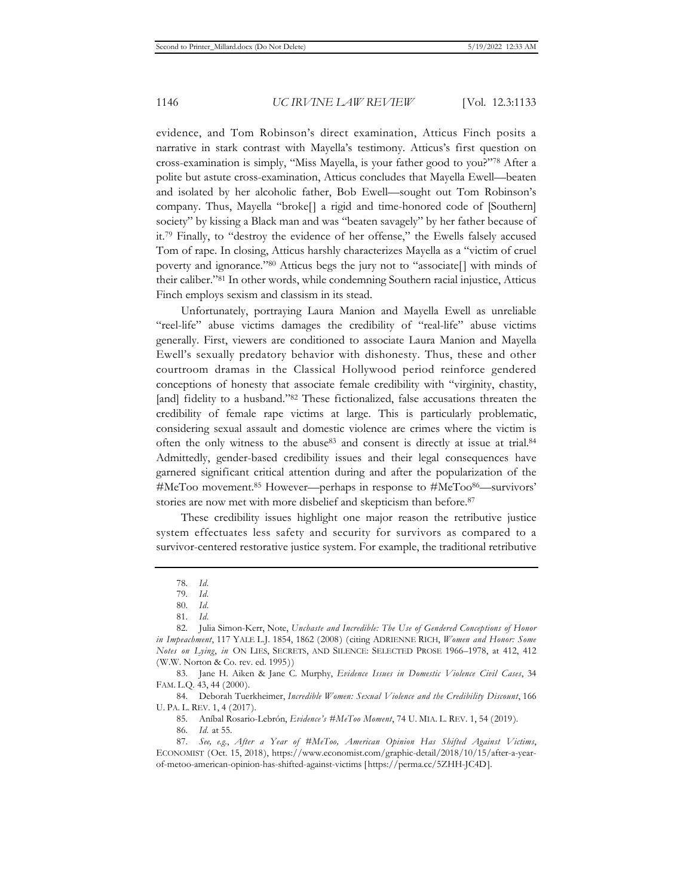evidence, and Tom Robinson's direct examination, Atticus Finch posits a narrative in stark contrast with Mayella's testimony. Atticus's first question on cross-examination is simply, "Miss Mayella, is your father good to you?"[78] After a polite but astute cross-examination, Atticus concludes that Mayella Ewell—beaten and isolated by her alcoholic father, Bob Ewell—sought out Tom Robinson's company. Thus, Mayella "broke[] a rigid and time-honored code of [Southern] society" by kissing a Black man and was "beaten savagely" by her father because of it.[79] Finally, to "destroy the evidence of her offense," the Ewells falsely accused Tom of rape. In closing, Atticus harshly characterizes Mayella as a "victim of cruel poverty and ignorance."[80] Atticus begs the jury not to "associate[] with minds of their caliber."[81] In other words, while condemning Southern racial injustice, Atticus Finch employs sexism and classism in its stead.

Unfortunately, portraying Laura Manion and Mayella Ewell as unreliable "reel-life" abuse victims damages the credibility of "real-life" abuse victims generally. First, viewers are conditioned to associate Laura Manion and Mayella Ewell's sexually predatory behavior with dishonesty. Thus, these and other courtroom dramas in the Classical Hollywood period reinforce gendered conceptions of honesty that associate female credibility with "virginity, chastity, [and] fidelity to a husband."[82] These fictionalized, false accusations threaten the credibility of female rape victims at large. This is particularly problematic, considering sexual assault and domestic violence are crimes where the victim is often the only witness to the abuse[83] and consent is directly at issue at trial.[84] Admittedly, gender-based credibility issues and their legal consequences have garnered significant critical attention during and after the popularization of the #MeToo movement.[85] However—perhaps in response to #MeToo[86]—survivors' stories are now met with more disbelief and skepticism than before.[87]

These credibility issues highlight one major reason the retributive justice system effectuates less safety and security for survivors as compared to a survivor-centered restorative justice system. For example, the traditional retributive

---

78. *Id.*

79. *Id.*

80. *Id.*

81. *Id.*

82. Julia Simon-Kerr, Note, *Unchaste and Incredible: The Use of Gendered Conceptions of Honor in Impeachment*, 117 YALE L.J. 1854, 1862 (2008) (citing ADRIENNE RICH, *Women and Honor: Some Notes on Lying*, *in* ON LIES, SECRETS, AND SILENCE: SELECTED PROSE 1966–1978, at 412, 412 (W.W. Norton & Co. rev. ed. 1995))

83. Jane H. Aiken & Jane C. Murphy, *Evidence Issues in Domestic Violence Civil Cases*, 34 FAM. L.Q. 43, 44 (2000).

84. Deborah Tuerkheimer, *Incredible Women: Sexual Violence and the Credibility Discount*, 166 U. PA. L. REV. 1, 4 (2017).

85. Aníbal Rosario-Lebrón, *Evidence's #MeToo Moment*, 74 U. MIA. L. REV. 1, 54 (2019).

86. *Id.* at 55.

87. *See, e.g.*, *After a Year of #MeToo, American Opinion Has Shifted Against Victims*, ECONOMIST (Oct. 15, 2018), https://www.economist.com/graphic-detail/2018/10/15/after-a-year-of-metoo-american-opinion-has-shifted-against-victims [https://perma.cc/5ZHH-JC4D].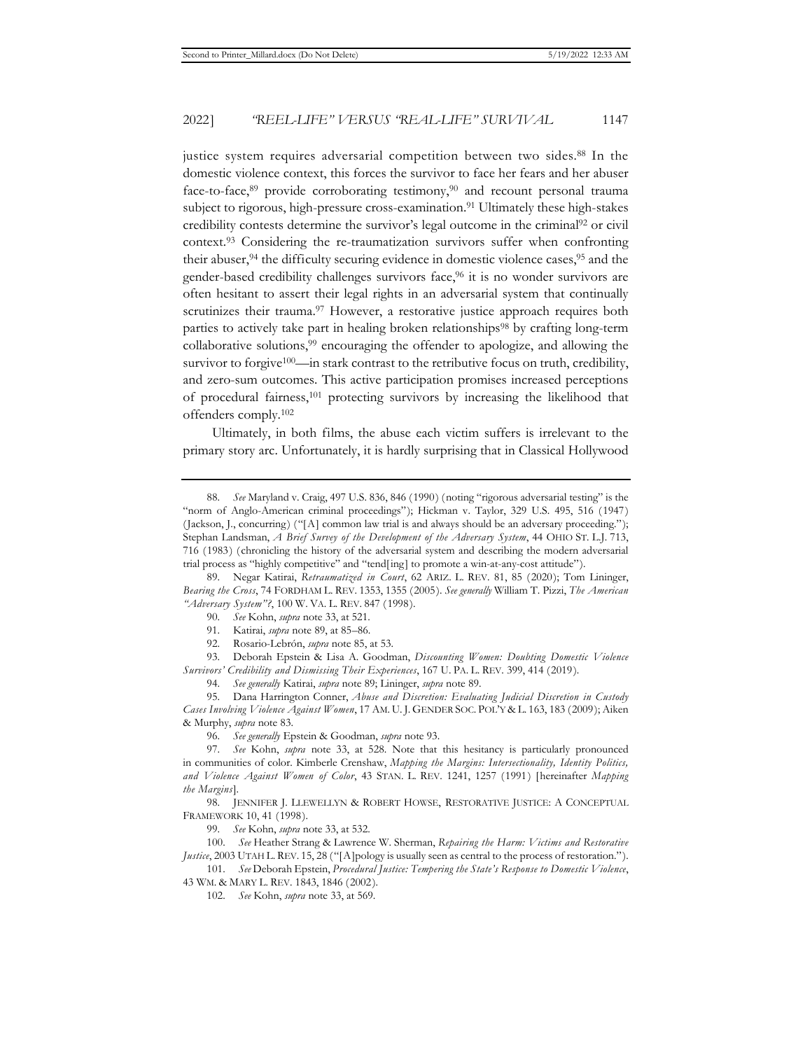justice system requires adversarial competition between two sides.[88] In the domestic violence context, this forces the survivor to face her fears and her abuser face-to-face,[89] provide corroborating testimony,[90] and recount personal trauma subject to rigorous, high-pressure cross-examination.[91] Ultimately these high-stakes credibility contests determine the survivor's legal outcome in the criminal[92] or civil context.[93] Considering the re-traumatization survivors suffer when confronting their abuser,[94] the difficulty securing evidence in domestic violence cases,[95] and the gender-based credibility challenges survivors face,[96] it is no wonder survivors are often hesitant to assert their legal rights in an adversarial system that continually scrutinizes their trauma.[97] However, a restorative justice approach requires both parties to actively take part in healing broken relationships[98] by crafting long-term collaborative solutions,[99] encouraging the offender to apologize, and allowing the survivor to forgive[100]—in stark contrast to the retributive focus on truth, credibility, and zero-sum outcomes. This active participation promises increased perceptions of procedural fairness,[101] protecting survivors by increasing the likelihood that offenders comply.[102]

Ultimately, in both films, the abuse each victim suffers is irrelevant to the primary story arc. Unfortunately, it is hardly surprising that in Classical Hollywood

---

88. *See* Maryland v. Craig, 497 U.S. 836, 846 (1990) (noting "rigorous adversarial testing" is the "norm of Anglo-American criminal proceedings"); Hickman v. Taylor, 329 U.S. 495, 516 (1947) (Jackson, J., concurring) ("[A] common law trial is and always should be an adversary proceeding."); Stephan Landsman, *A Brief Survey of the Development of the Adversary System*, 44 OHIO ST. L.J. 713, 716 (1983) (chronicling the history of the adversarial system and describing the modern adversarial trial process as "highly competitive" and "tend[ing] to promote a win-at-any-cost attitude").

89. Negar Katirai, *Retraumatized in Court*, 62 ARIZ. L. REV. 81, 85 (2020); Tom Lininger, *Bearing the Cross*, 74 FORDHAM L. REV. 1353, 1355 (2005). *See generally* William T. Pizzi, *The American "Adversary System"?*, 100 W. VA. L. REV. 847 (1998).

90. *See* Kohn, *supra* note 33, at 521.

91. Katirai, *supra* note 89, at 85–86.

92. Rosario-Lebrón, *supra* note 85, at 53.

93. Deborah Epstein & Lisa A. Goodman, *Discounting Women: Doubting Domestic Violence Survivors' Credibility and Dismissing Their Experiences*, 167 U. PA. L. REV. 399, 414 (2019).

94. *See generally* Katirai, *supra* note 89; Lininger, *supra* note 89.

95. Dana Harrington Conner, *Abuse and Discretion: Evaluating Judicial Discretion in Custody Cases Involving Violence Against Women*, 17 AM. U. J. GENDER SOC. POL'Y & L. 163, 183 (2009); Aiken & Murphy, *supra* note 83.

96. *See generally* Epstein & Goodman, *supra* note 93.

97. *See* Kohn, *supra* note 33, at 528. Note that this hesitancy is particularly pronounced in communities of color. Kimberle Crenshaw, *Mapping the Margins: Intersectionality, Identity Politics, and Violence Against Women of Color*, 43 STAN. L. REV. 1241, 1257 (1991) [hereinafter *Mapping the Margins*].

98. JENNIFER J. LLEWELLYN & ROBERT HOWSE, RESTORATIVE JUSTICE: A CONCEPTUAL FRAMEWORK 10, 41 (1998).

99. *See* Kohn, *supra* note 33, at 532.

100. *See* Heather Strang & Lawrence W. Sherman, *Repairing the Harm: Victims and Restorative Justice*, 2003 UTAH L. REV. 15, 28 ("[A]pology is usually seen as central to the process of restoration.").

101. *See* Deborah Epstein, *Procedural Justice: Tempering the State's Response to Domestic Violence*, 43 WM. & MARY L. REV. 1843, 1846 (2002).

102. *See* Kohn, *supra* note 33, at 569.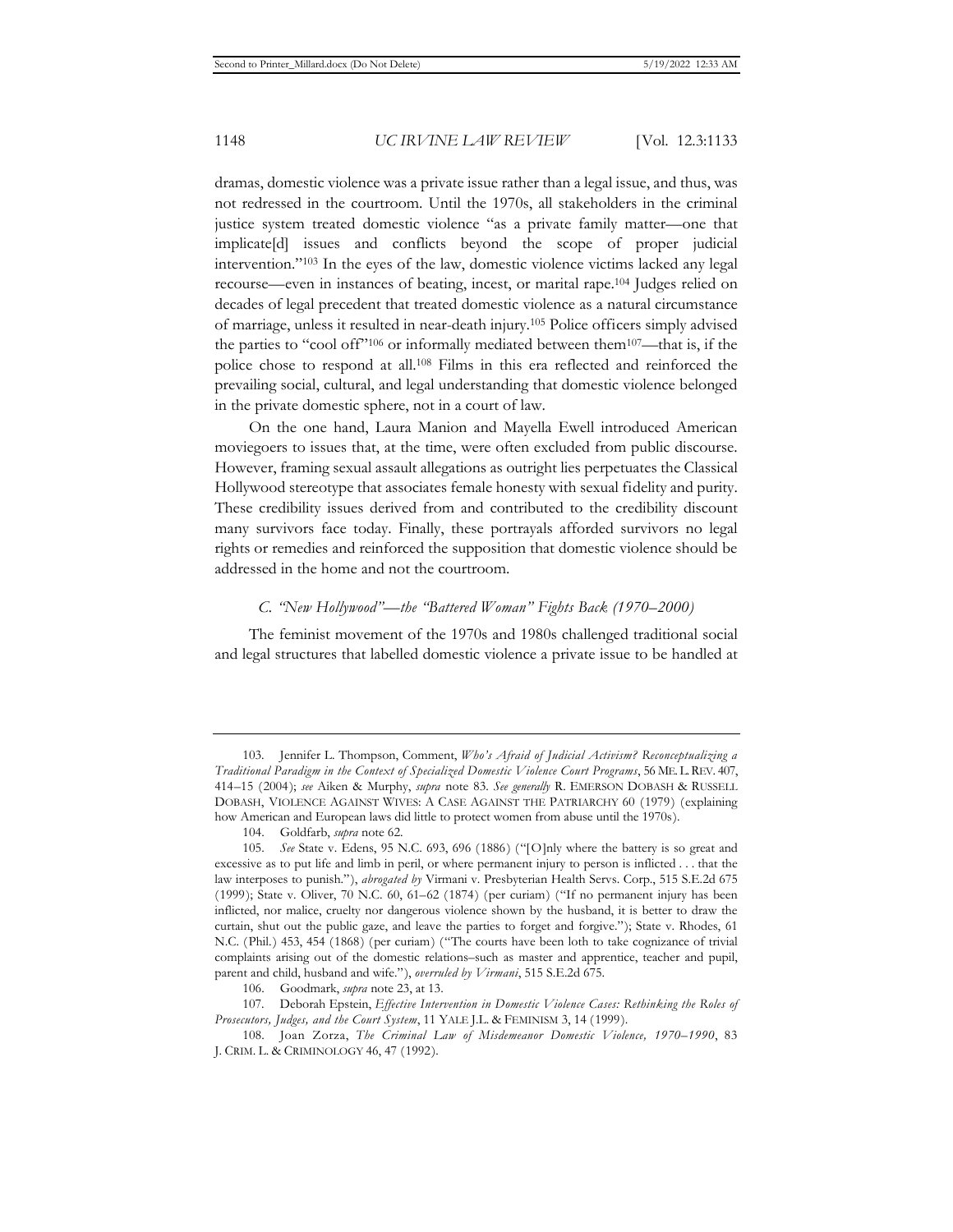dramas, domestic violence was a private issue rather than a legal issue, and thus, was not redressed in the courtroom. Until the 1970s, all stakeholders in the criminal justice system treated domestic violence "as a private family matter—one that implicate[d] issues and conflicts beyond the scope of proper judicial intervention."[103] In the eyes of the law, domestic violence victims lacked any legal recourse—even in instances of beating, incest, or marital rape.[104] Judges relied on decades of legal precedent that treated domestic violence as a natural circumstance of marriage, unless it resulted in near-death injury.[105] Police officers simply advised the parties to "cool off"[106] or informally mediated between them[107]—that is, if the police chose to respond at all.[108] Films in this era reflected and reinforced the prevailing social, cultural, and legal understanding that domestic violence belonged in the private domestic sphere, not in a court of law.

On the one hand, Laura Manion and Mayella Ewell introduced American moviegoers to issues that, at the time, were often excluded from public discourse. However, framing sexual assault allegations as outright lies perpetuates the Classical Hollywood stereotype that associates female honesty with sexual fidelity and purity. These credibility issues derived from and contributed to the credibility discount many survivors face today. Finally, these portrayals afforded survivors no legal rights or remedies and reinforced the supposition that domestic violence should be addressed in the home and not the courtroom.

### *C. "New Hollywood"—the "Battered Woman" Fights Back (1970–2000)*

The feminist movement of the 1970s and 1980s challenged traditional social and legal structures that labelled domestic violence a private issue to be handled at

---

103. Jennifer L. Thompson, Comment, *Who's Afraid of Judicial Activism? Reconceptualizing a Traditional Paradigm in the Context of Specialized Domestic Violence Court Programs*, 56 ME. L. REV. 407, 414–15 (2004); *see* Aiken & Murphy, *supra* note 83. *See generally* R. EMERSON DOBASH & RUSSELL DOBASH, VIOLENCE AGAINST WIVES: A CASE AGAINST THE PATRIARCHY 60 (1979) (explaining how American and European laws did little to protect women from abuse until the 1970s).

104. Goldfarb, *supra* note 62.

105. *See* State v. Edens, 95 N.C. 693, 696 (1886) ("[O]nly where the battery is so great and excessive as to put life and limb in peril, or where permanent injury to person is inflicted . . . that the law interposes to punish."), *abrogated by* Virmani v. Presbyterian Health Servs. Corp., 515 S.E.2d 675 (1999); State v. Oliver, 70 N.C. 60, 61–62 (1874) (per curiam) ("If no permanent injury has been inflicted, nor malice, cruelty nor dangerous violence shown by the husband, it is better to draw the curtain, shut out the public gaze, and leave the parties to forget and forgive."); State v. Rhodes, 61 N.C. (Phil.) 453, 454 (1868) (per curiam) ("The courts have been loth to take cognizance of trivial complaints arising out of the domestic relations–such as master and apprentice, teacher and pupil, parent and child, husband and wife."), *overruled by Virmani*, 515 S.E.2d 675.

106. Goodmark, *supra* note 23, at 13.

107. Deborah Epstein, *Effective Intervention in Domestic Violence Cases: Rethinking the Roles of Prosecutors, Judges, and the Court System*, 11 YALE J.L. & FEMINISM 3, 14 (1999).

108. Joan Zorza, *The Criminal Law of Misdemeanor Domestic Violence, 1970–1990*, 83 J. CRIM. L. & CRIMINOLOGY 46, 47 (1992).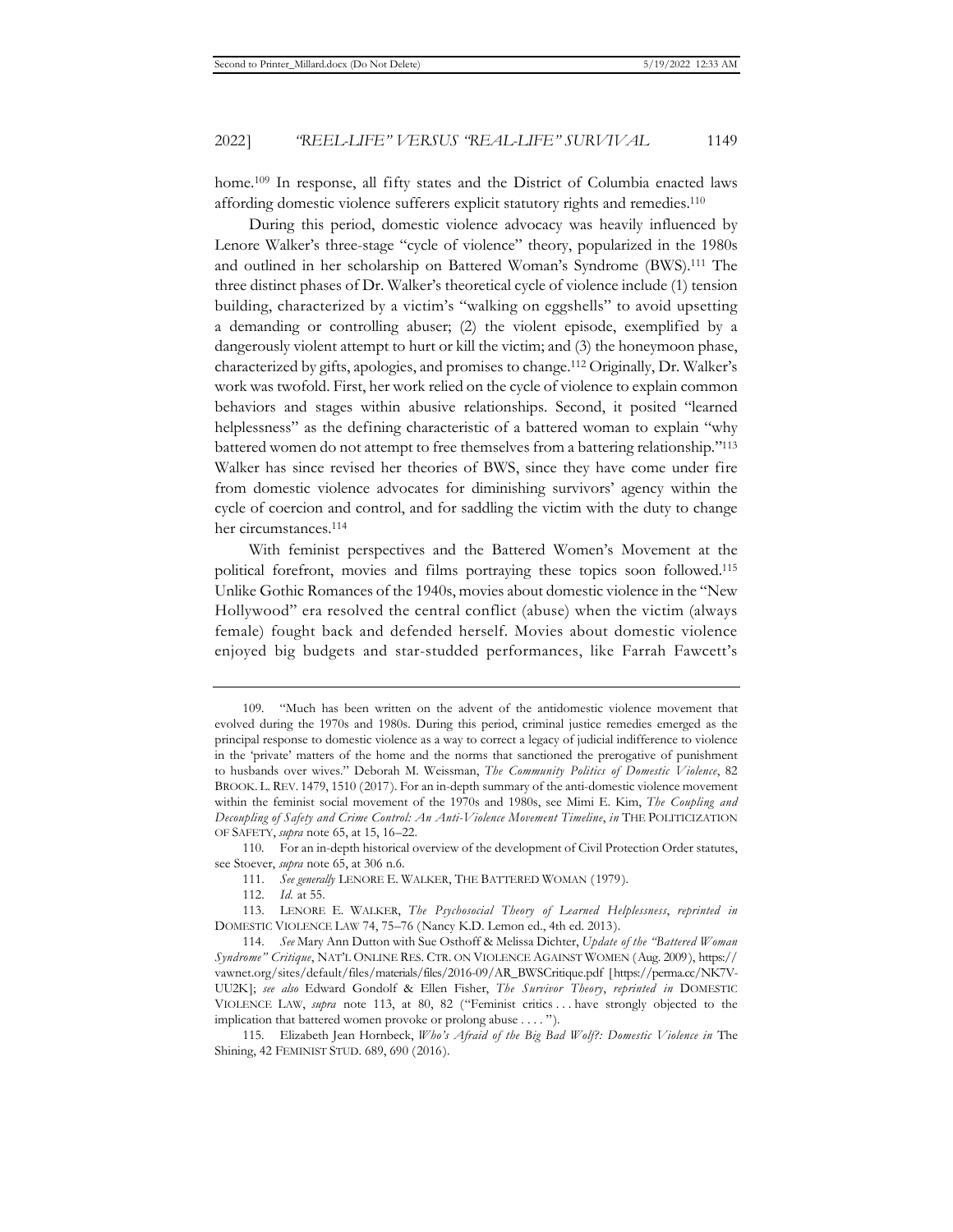home.[109] In response, all fifty states and the District of Columbia enacted laws affording domestic violence sufferers explicit statutory rights and remedies.[110]

During this period, domestic violence advocacy was heavily influenced by Lenore Walker's three-stage "cycle of violence" theory, popularized in the 1980s and outlined in her scholarship on Battered Woman's Syndrome (BWS).[111] The three distinct phases of Dr. Walker's theoretical cycle of violence include (1) tension building, characterized by a victim's "walking on eggshells" to avoid upsetting a demanding or controlling abuser; (2) the violent episode, exemplified by a dangerously violent attempt to hurt or kill the victim; and (3) the honeymoon phase, characterized by gifts, apologies, and promises to change.[112] Originally, Dr. Walker's work was twofold. First, her work relied on the cycle of violence to explain common behaviors and stages within abusive relationships. Second, it posited "learned helplessness" as the defining characteristic of a battered woman to explain "why battered women do not attempt to free themselves from a battering relationship."[113] Walker has since revised her theories of BWS, since they have come under fire from domestic violence advocates for diminishing survivors' agency within the cycle of coercion and control, and for saddling the victim with the duty to change her circumstances.[114]

With feminist perspectives and the Battered Women's Movement at the political forefront, movies and films portraying these topics soon followed.[115] Unlike Gothic Romances of the 1940s, movies about domestic violence in the "New Hollywood" era resolved the central conflict (abuse) when the victim (always female) fought back and defended herself. Movies about domestic violence enjoyed big budgets and star-studded performances, like Farrah Fawcett's

---

109. "Much has been written on the advent of the antidomestic violence movement that evolved during the 1970s and 1980s. During this period, criminal justice remedies emerged as the principal response to domestic violence as a way to correct a legacy of judicial indifference to violence in the 'private' matters of the home and the norms that sanctioned the prerogative of punishment to husbands over wives." Deborah M. Weissman, *The Community Politics of Domestic Violence*, 82 BROOK. L. REV. 1479, 1510 (2017). For an in-depth summary of the anti-domestic violence movement within the feminist social movement of the 1970s and 1980s, see Mimi E. Kim, *The Coupling and Decoupling of Safety and Crime Control: An Anti-Violence Movement Timeline*, *in* THE POLITICIZATION OF SAFETY, *supra* note 65, at 15, 16–22.

110. For an in-depth historical overview of the development of Civil Protection Order statutes, see Stoever, *supra* note 65, at 306 n.6.

111. *See generally* LENORE E. WALKER, THE BATTERED WOMAN (1979).

112. *Id.* at 55.

113. LENORE E. WALKER, *The Psychosocial Theory of Learned Helplessness*, *reprinted in* DOMESTIC VIOLENCE LAW 74, 75–76 (Nancy K.D. Lemon ed., 4th ed. 2013).

114. *See* Mary Ann Dutton with Sue Osthoff & Melissa Dichter, *Update of the "Battered Woman Syndrome" Critique*, NAT'L ONLINE RES. CTR. ON VIOLENCE AGAINST WOMEN (Aug. 2009), https://vawnet.org/sites/default/files/materials/files/2016-09/AR_BWSCritique.pdf [https://perma.cc/NK7V-UU2K]; *see also* Edward Gondolf & Ellen Fisher, *The Survivor Theory*, *reprinted in* DOMESTIC VIOLENCE LAW, *supra* note 113, at 80, 82 ("Feminist critics . . . have strongly objected to the implication that battered women provoke or prolong abuse . . . . ").

115. Elizabeth Jean Hornbeck, *Who's Afraid of the Big Bad Wolf?: Domestic Violence in* The Shining, 42 FEMINIST STUD. 689, 690 (2016).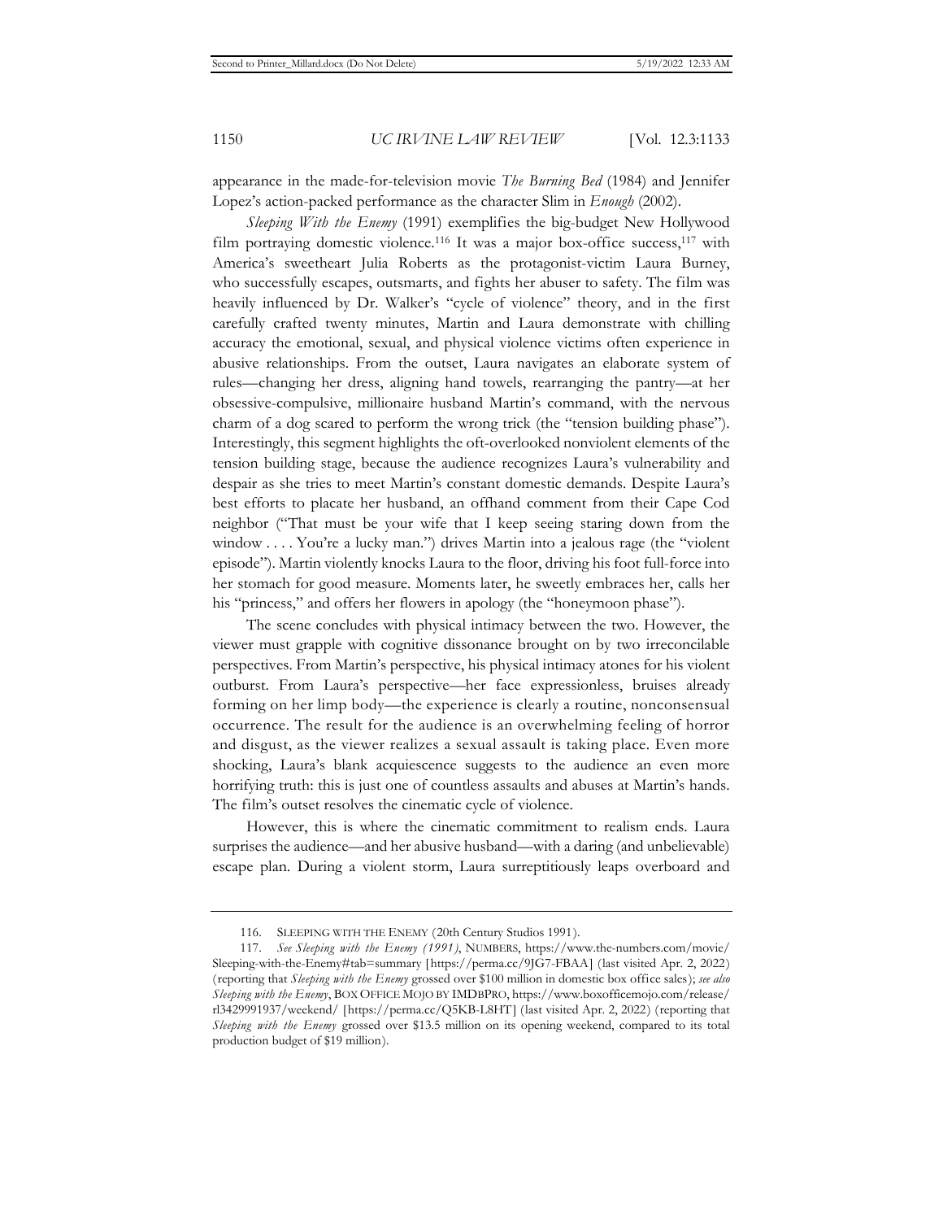appearance in the made-for-television movie *The Burning Bed* (1984) and Jennifer Lopez's action-packed performance as the character Slim in *Enough* (2002).

*Sleeping With the Enemy* (1991) exemplifies the big-budget New Hollywood film portraying domestic violence.[116] It was a major box-office success,[117] with America's sweetheart Julia Roberts as the protagonist-victim Laura Burney, who successfully escapes, outsmarts, and fights her abuser to safety. The film was heavily influenced by Dr. Walker's "cycle of violence" theory, and in the first carefully crafted twenty minutes, Martin and Laura demonstrate with chilling accuracy the emotional, sexual, and physical violence victims often experience in abusive relationships. From the outset, Laura navigates an elaborate system of rules—changing her dress, aligning hand towels, rearranging the pantry—at her obsessive-compulsive, millionaire husband Martin's command, with the nervous charm of a dog scared to perform the wrong trick (the "tension building phase"). Interestingly, this segment highlights the oft-overlooked nonviolent elements of the tension building stage, because the audience recognizes Laura's vulnerability and despair as she tries to meet Martin's constant domestic demands. Despite Laura's best efforts to placate her husband, an offhand comment from their Cape Cod neighbor ("That must be your wife that I keep seeing staring down from the window . . . . You're a lucky man.") drives Martin into a jealous rage (the "violent episode"). Martin violently knocks Laura to the floor, driving his foot full-force into her stomach for good measure. Moments later, he sweetly embraces her, calls her his "princess," and offers her flowers in apology (the "honeymoon phase").

The scene concludes with physical intimacy between the two. However, the viewer must grapple with cognitive dissonance brought on by two irreconcilable perspectives. From Martin's perspective, his physical intimacy atones for his violent outburst. From Laura's perspective—her face expressionless, bruises already forming on her limp body—the experience is clearly a routine, nonconsensual occurrence. The result for the audience is an overwhelming feeling of horror and disgust, as the viewer realizes a sexual assault is taking place. Even more shocking, Laura's blank acquiescence suggests to the audience an even more horrifying truth: this is just one of countless assaults and abuses at Martin's hands. The film's outset resolves the cinematic cycle of violence.

However, this is where the cinematic commitment to realism ends. Laura surprises the audience—and her abusive husband—with a daring (and unbelievable) escape plan. During a violent storm, Laura surreptitiously leaps overboard and

---

116. SLEEPING WITH THE ENEMY (20th Century Studios 1991).

117. *See Sleeping with the Enemy (1991)*, NUMBERS, https://www.the-numbers.com/movie/Sleeping-with-the-Enemy#tab=summary [https://perma.cc/9JG7-FBAA] (last visited Apr. 2, 2022) (reporting that *Sleeping with the Enemy* grossed over $100 million in domestic box office sales); *see also Sleeping with the Enemy*, BOX OFFICE MOJO BY IMDBPRO, https://www.boxofficemojo.com/release/rl3429991937/weekend/ [https://perma.cc/Q5KB-L8HT] (last visited Apr. 2, 2022) (reporting that *Sleeping with the Enemy* grossed over $13.5 million on its opening weekend, compared to its total production budget of $19 million).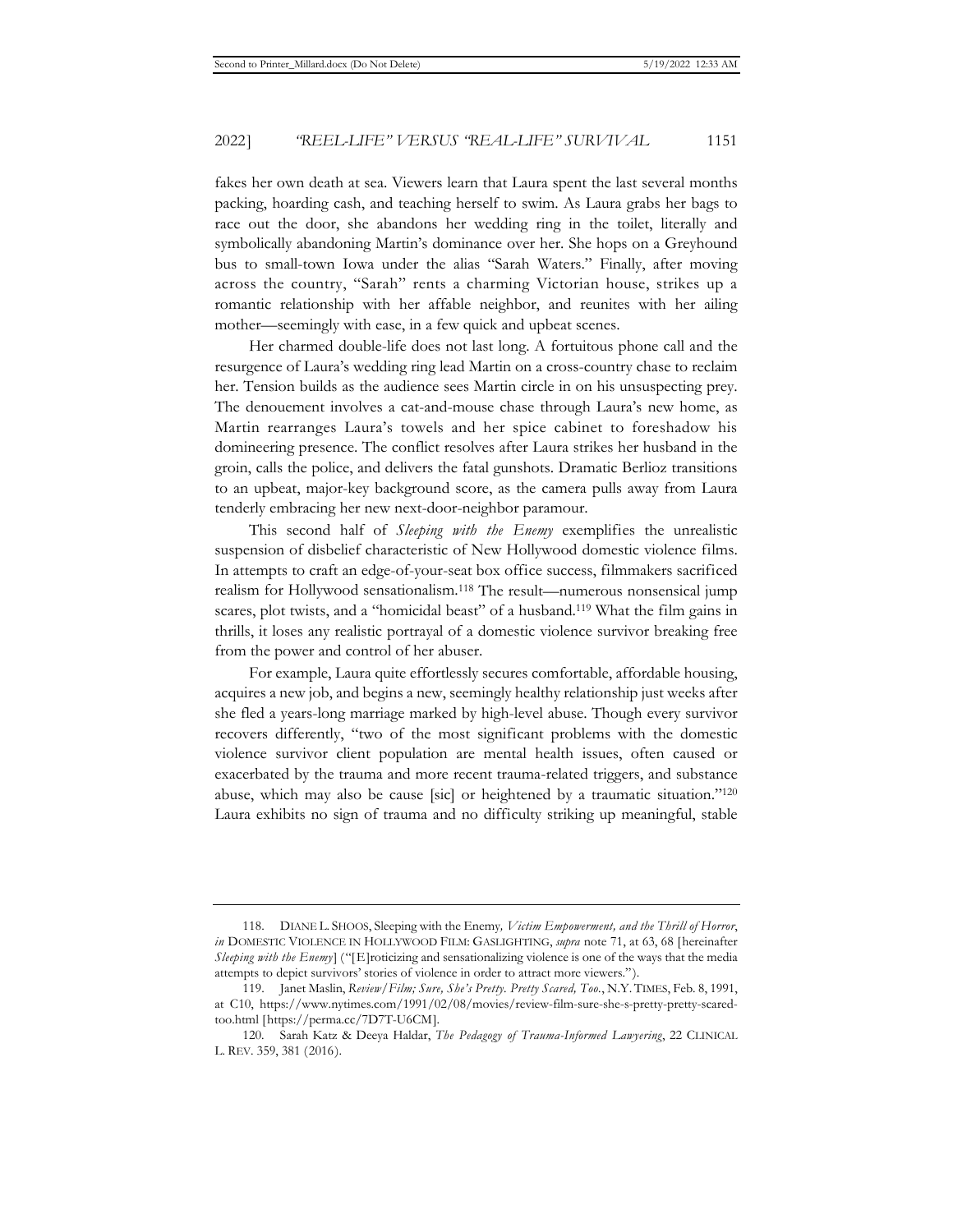fakes her own death at sea. Viewers learn that Laura spent the last several months packing, hoarding cash, and teaching herself to swim. As Laura grabs her bags to race out the door, she abandons her wedding ring in the toilet, literally and symbolically abandoning Martin's dominance over her. She hops on a Greyhound bus to small-town Iowa under the alias "Sarah Waters." Finally, after moving across the country, "Sarah" rents a charming Victorian house, strikes up a romantic relationship with her affable neighbor, and reunites with her ailing mother—seemingly with ease, in a few quick and upbeat scenes.

Her charmed double-life does not last long. A fortuitous phone call and the resurgence of Laura's wedding ring lead Martin on a cross-country chase to reclaim her. Tension builds as the audience sees Martin circle in on his unsuspecting prey. The denouement involves a cat-and-mouse chase through Laura's new home, as Martin rearranges Laura's towels and her spice cabinet to foreshadow his domineering presence. The conflict resolves after Laura strikes her husband in the groin, calls the police, and delivers the fatal gunshots. Dramatic Berlioz transitions to an upbeat, major-key background score, as the camera pulls away from Laura tenderly embracing her new next-door-neighbor paramour.

This second half of *Sleeping with the Enemy* exemplifies the unrealistic suspension of disbelief characteristic of New Hollywood domestic violence films. In attempts to craft an edge-of-your-seat box office success, filmmakers sacrificed realism for Hollywood sensationalism.[118] The result—numerous nonsensical jump scares, plot twists, and a "homicidal beast" of a husband.[119] What the film gains in thrills, it loses any realistic portrayal of a domestic violence survivor breaking free from the power and control of her abuser.

For example, Laura quite effortlessly secures comfortable, affordable housing, acquires a new job, and begins a new, seemingly healthy relationship just weeks after she fled a years-long marriage marked by high-level abuse. Though every survivor recovers differently, "two of the most significant problems with the domestic violence survivor client population are mental health issues, often caused or exacerbated by the trauma and more recent trauma-related triggers, and substance abuse, which may also be cause [sic] or heightened by a traumatic situation."[120] Laura exhibits no sign of trauma and no difficulty striking up meaningful, stable

---

118. DIANE L. SHOOS, Sleeping with the Enemy*, Victim Empowerment, and the Thrill of Horror*, *in* DOMESTIC VIOLENCE IN HOLLYWOOD FILM: GASLIGHTING, *supra* note 71, at 63, 68 [hereinafter *Sleeping with the Enemy*] ("[E]roticizing and sensationalizing violence is one of the ways that the media attempts to depict survivors' stories of violence in order to attract more viewers.").

119. Janet Maslin, *Review/Film; Sure, She's Pretty. Pretty Scared, Too.*, N.Y. TIMES, Feb. 8, 1991, at C10, https://www.nytimes.com/1991/02/08/movies/review-film-sure-she-s-pretty-pretty-scared-too.html [https://perma.cc/7D7T-U6CM].

120. Sarah Katz & Deeya Haldar, *The Pedagogy of Trauma-Informed Lawyering*, 22 CLINICAL L. REV. 359, 381 (2016).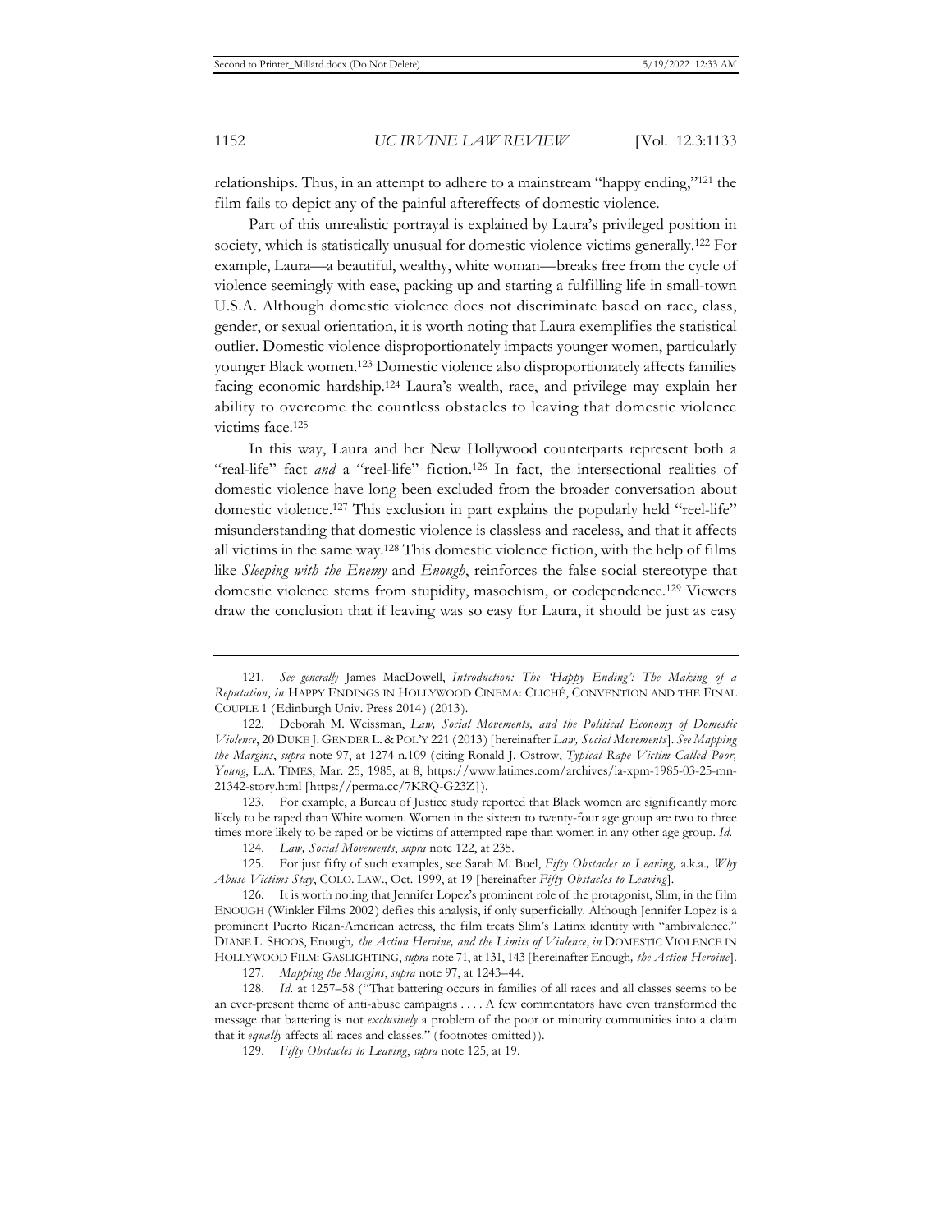relationships. Thus, in an attempt to adhere to a mainstream "happy ending,"[121] the film fails to depict any of the painful aftereffects of domestic violence.

Part of this unrealistic portrayal is explained by Laura's privileged position in society, which is statistically unusual for domestic violence victims generally.[122] For example, Laura—a beautiful, wealthy, white woman—breaks free from the cycle of violence seemingly with ease, packing up and starting a fulfilling life in small-town U.S.A. Although domestic violence does not discriminate based on race, class, gender, or sexual orientation, it is worth noting that Laura exemplifies the statistical outlier. Domestic violence disproportionately impacts younger women, particularly younger Black women.[123] Domestic violence also disproportionately affects families facing economic hardship.[124] Laura's wealth, race, and privilege may explain her ability to overcome the countless obstacles to leaving that domestic violence victims face.[125]

In this way, Laura and her New Hollywood counterparts represent both a "real-life" fact *and* a "reel-life" fiction.[126] In fact, the intersectional realities of domestic violence have long been excluded from the broader conversation about domestic violence.[127] This exclusion in part explains the popularly held "reel-life" misunderstanding that domestic violence is classless and raceless, and that it affects all victims in the same way.[128] This domestic violence fiction, with the help of films like *Sleeping with the Enemy* and *Enough*, reinforces the false social stereotype that domestic violence stems from stupidity, masochism, or codependence.[129] Viewers draw the conclusion that if leaving was so easy for Laura, it should be just as easy

---

121. *See generally* James MacDowell, *Introduction: The 'Happy Ending': The Making of a Reputation*, *in* HAPPY ENDINGS IN HOLLYWOOD CINEMA: CLICHÉ, CONVENTION AND THE FINAL COUPLE 1 (Edinburgh Univ. Press 2014) (2013).

122. Deborah M. Weissman, *Law, Social Movements, and the Political Economy of Domestic Violence*, 20 DUKE J. GENDER L. & POL'Y 221 (2013) [hereinafter *Law, Social Movements*]. *See Mapping the Margins*, *supra* note 97, at 1274 n.109 (citing Ronald J. Ostrow, *Typical Rape Victim Called Poor, Young*, L.A. TIMES, Mar. 25, 1985, at 8, https://www.latimes.com/archives/la-xpm-1985-03-25-mn-21342-story.html [https://perma.cc/7KRQ-G23Z]).

123. For example, a Bureau of Justice study reported that Black women are significantly more likely to be raped than White women. Women in the sixteen to twenty-four age group are two to three times more likely to be raped or be victims of attempted rape than women in any other age group. *Id.*

124. *Law, Social Movements*, *supra* note 122, at 235.

125. For just fifty of such examples, see Sarah M. Buel, *Fifty Obstacles to Leaving,* a.k.a*., Why Abuse Victims Stay*, COLO. LAW., Oct. 1999, at 19 [hereinafter *Fifty Obstacles to Leaving*].

126. It is worth noting that Jennifer Lopez's prominent role of the protagonist, Slim, in the film ENOUGH (Winkler Films 2002) defies this analysis, if only superficially. Although Jennifer Lopez is a prominent Puerto Rican-American actress, the film treats Slim's Latinx identity with "ambivalence." DIANE L. SHOOS, Enough*, the Action Heroine, and the Limits of Violence*, *in* DOMESTIC VIOLENCE IN HOLLYWOOD FILM: GASLIGHTING, *supra* note 71, at 131, 143 [hereinafter Enough*, the Action Heroine*].

127. *Mapping the Margins*, *supra* note 97, at 1243–44.

128. *Id.* at 1257–58 ("That battering occurs in families of all races and all classes seems to be an ever-present theme of anti-abuse campaigns . . . . A few commentators have even transformed the message that battering is not *exclusively* a problem of the poor or minority communities into a claim that it *equally* affects all races and classes." (footnotes omitted)).

129. *Fifty Obstacles to Leaving*, *supra* note 125, at 19.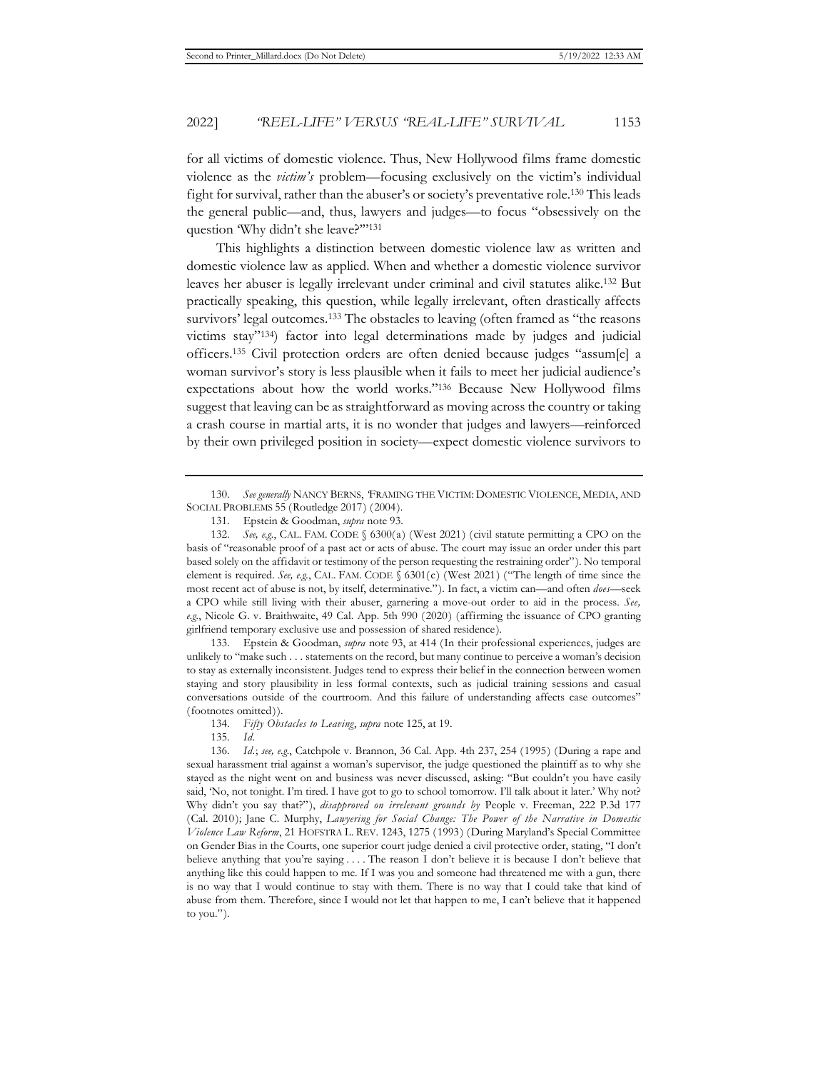for all victims of domestic violence. Thus, New Hollywood films frame domestic violence as the *victim's* problem—focusing exclusively on the victim's individual fight for survival, rather than the abuser's or society's preventative role.[130] This leads the general public—and, thus, lawyers and judges—to focus "obsessively on the question 'Why didn't she leave?'"[131]

This highlights a distinction between domestic violence law as written and domestic violence law as applied. When and whether a domestic violence survivor leaves her abuser is legally irrelevant under criminal and civil statutes alike.[132] But practically speaking, this question, while legally irrelevant, often drastically affects survivors' legal outcomes.[133] The obstacles to leaving (often framed as "the reasons victims stay"[134]) factor into legal determinations made by judges and judicial officers.[135] Civil protection orders are often denied because judges "assum[e] a woman survivor's story is less plausible when it fails to meet her judicial audience's expectations about how the world works."[136] Because New Hollywood films suggest that leaving can be as straightforward as moving across the country or taking a crash course in martial arts, it is no wonder that judges and lawyers—reinforced by their own privileged position in society—expect domestic violence survivors to

---

130. *See generally* NANCY BERNS, FRAMING THE VICTIM: DOMESTIC VIOLENCE, MEDIA, AND SOCIAL PROBLEMS 55 (Routledge 2017) (2004).

131. Epstein & Goodman, *supra* note 93.

132. *See, e.g.*, CAL. FAM. CODE § 6300(a) (West 2021) (civil statute permitting a CPO on the basis of "reasonable proof of a past act or acts of abuse. The court may issue an order under this part based solely on the affidavit or testimony of the person requesting the restraining order"). No temporal element is required. *See, e.g.*, CAL. FAM. CODE § 6301(c) (West 2021) ("The length of time since the most recent act of abuse is not, by itself, determinative."). In fact, a victim can—and often *does*—seek a CPO while still living with their abuser, garnering a move-out order to aid in the process. *See, e.g.*, Nicole G. v. Braithwaite, 49 Cal. App. 5th 990 (2020) (affirming the issuance of CPO granting girlfriend temporary exclusive use and possession of shared residence).

133. Epstein & Goodman, *supra* note 93, at 414 (In their professional experiences, judges are unlikely to "make such . . . statements on the record, but many continue to perceive a woman's decision to stay as externally inconsistent. Judges tend to express their belief in the connection between women staying and story plausibility in less formal contexts, such as judicial training sessions and casual conversations outside of the courtroom. And this failure of understanding affects case outcomes" (footnotes omitted)).

134. *Fifty Obstacles to Leaving*, *supra* note 125, at 19.

135. *Id.*

136. *Id.*; *see, e.g.*, Catchpole v. Brannon, 36 Cal. App. 4th 237, 254 (1995) (During a rape and sexual harassment trial against a woman's supervisor, the judge questioned the plaintiff as to why she stayed as the night went on and business was never discussed, asking: "But couldn't you have easily said, 'No, not tonight. I'm tired. I have got to go to school tomorrow. I'll talk about it later.' Why not? Why didn't you say that?"), *disapproved on irrelevant grounds by* People v. Freeman, 222 P.3d 177 (Cal. 2010); Jane C. Murphy, *Lawyering for Social Change: The Power of the Narrative in Domestic Violence Law Reform*, 21 HOFSTRA L. REV. 1243, 1275 (1993) (During Maryland's Special Committee on Gender Bias in the Courts, one superior court judge denied a civil protective order, stating, "I don't believe anything that you're saying . . . . The reason I don't believe it is because I don't believe that anything like this could happen to me. If I was you and someone had threatened me with a gun, there is no way that I would continue to stay with them. There is no way that I could take that kind of abuse from them. Therefore, since I would not let that happen to me, I can't believe that it happened to you.").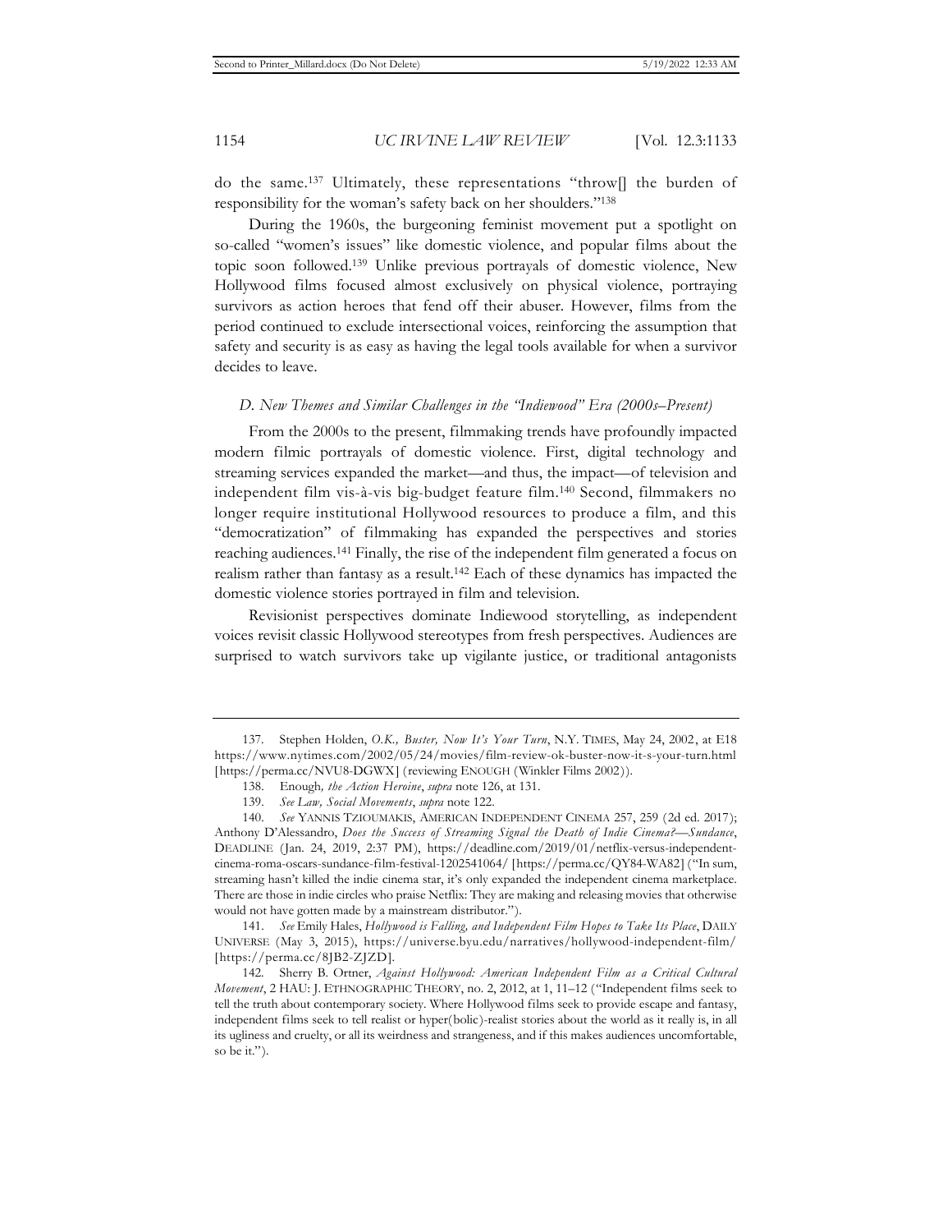do the same.[137] Ultimately, these representations "throw[] the burden of responsibility for the woman's safety back on her shoulders."[138]

During the 1960s, the burgeoning feminist movement put a spotlight on so-called "women's issues" like domestic violence, and popular films about the topic soon followed.[139] Unlike previous portrayals of domestic violence, New Hollywood films focused almost exclusively on physical violence, portraying survivors as action heroes that fend off their abuser. However, films from the period continued to exclude intersectional voices, reinforcing the assumption that safety and security is as easy as having the legal tools available for when a survivor decides to leave.

### *D. New Themes and Similar Challenges in the "Indiewood" Era (2000s–Present)*

From the 2000s to the present, filmmaking trends have profoundly impacted modern filmic portrayals of domestic violence. First, digital technology and streaming services expanded the market—and thus, the impact—of television and independent film vis-à-vis big-budget feature film.[140] Second, filmmakers no longer require institutional Hollywood resources to produce a film, and this "democratization" of filmmaking has expanded the perspectives and stories reaching audiences.[141] Finally, the rise of the independent film generated a focus on realism rather than fantasy as a result.[142] Each of these dynamics has impacted the domestic violence stories portrayed in film and television.

Revisionist perspectives dominate Indiewood storytelling, as independent voices revisit classic Hollywood stereotypes from fresh perspectives. Audiences are surprised to watch survivors take up vigilante justice, or traditional antagonists

---

137. Stephen Holden, *O.K., Buster, Now It's Your Turn*, N.Y. TIMES, May 24, 2002, at E18 https://www.nytimes.com/2002/05/24/movies/film-review-ok-buster-now-it-s-your-turn.html [https://perma.cc/NVU8-DGWX] (reviewing ENOUGH (Winkler Films 2002)).

138. Enough*, the Action Heroine*, *supra* note 126, at 131.

139. *See Law, Social Movements*, *supra* note 122.

140. *See* YANNIS TZIOUMAKIS, AMERICAN INDEPENDENT CINEMA 257, 259 (2d ed. 2017); Anthony D'Alessandro, *Does the Success of Streaming Signal the Death of Indie Cinema?—Sundance*, DEADLINE (Jan. 24, 2019, 2:37 PM), https://deadline.com/2019/01/netflix-versus-independent-cinema-roma-oscars-sundance-film-festival-1202541064/ [https://perma.cc/QY84-WA82] ("In sum, streaming hasn't killed the indie cinema star, it's only expanded the independent cinema marketplace. There are those in indie circles who praise Netflix: They are making and releasing movies that otherwise would not have gotten made by a mainstream distributor.").

141. *See* Emily Hales, *Hollywood is Falling, and Independent Film Hopes to Take Its Place*, DAILY UNIVERSE (May 3, 2015), https://universe.byu.edu/narratives/hollywood-independent-film/ [https://perma.cc/8JB2-ZJZD].

142. Sherry B. Ortner, *Against Hollywood: American Independent Film as a Critical Cultural Movement*, 2 HAU: J. ETHNOGRAPHIC THEORY, no. 2, 2012, at 1, 11–12 ("Independent films seek to tell the truth about contemporary society. Where Hollywood films seek to provide escape and fantasy, independent films seek to tell realist or hyper(bolic)-realist stories about the world as it really is, in all its ugliness and cruelty, or all its weirdness and strangeness, and if this makes audiences uncomfortable, so be it.").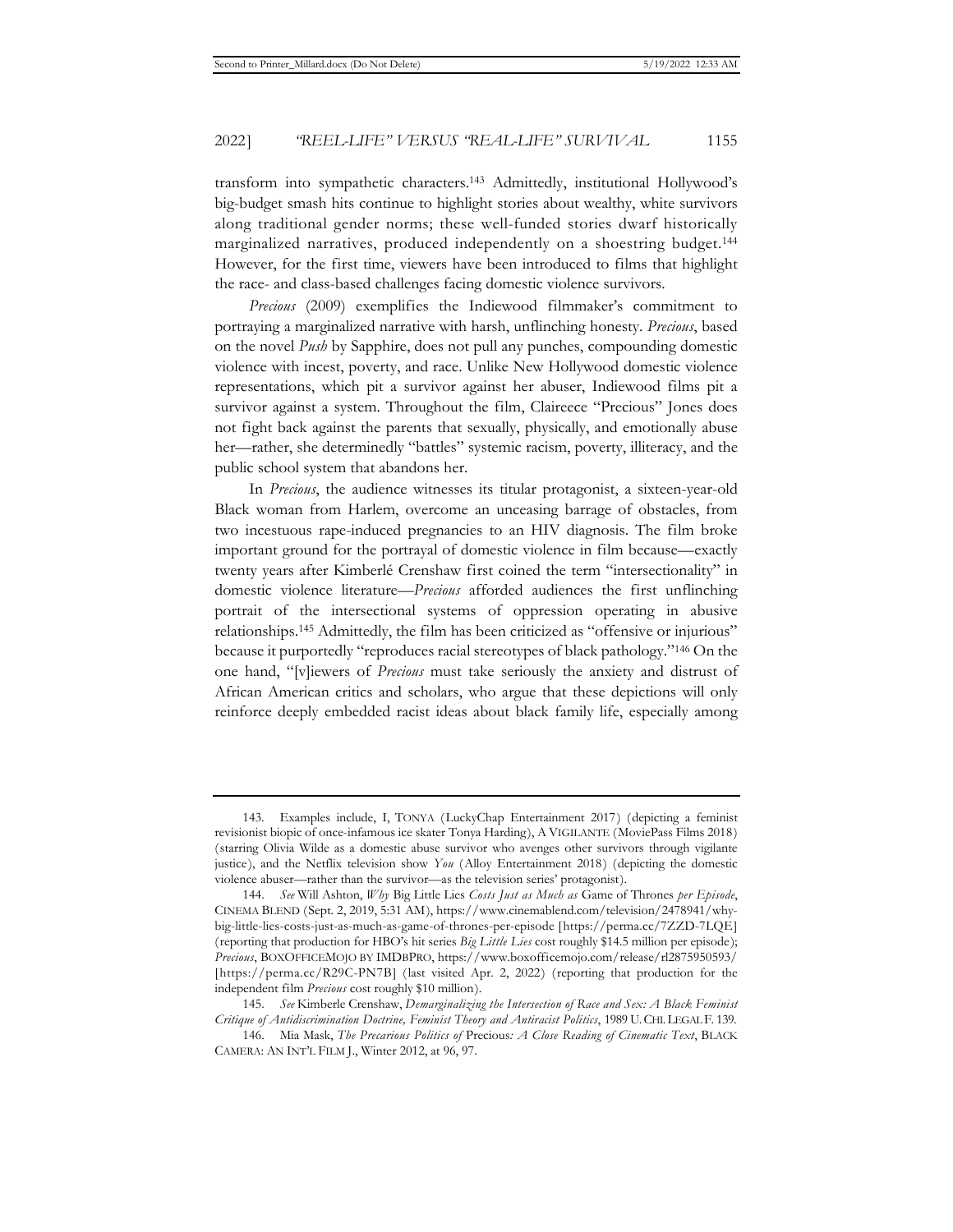transform into sympathetic characters.[143] Admittedly, institutional Hollywood's big-budget smash hits continue to highlight stories about wealthy, white survivors along traditional gender norms; these well-funded stories dwarf historically marginalized narratives, produced independently on a shoestring budget.[144] However, for the first time, viewers have been introduced to films that highlight the race- and class-based challenges facing domestic violence survivors.

*Precious* (2009) exemplifies the Indiewood filmmaker's commitment to portraying a marginalized narrative with harsh, unflinching honesty. *Precious*, based on the novel *Push* by Sapphire, does not pull any punches, compounding domestic violence with incest, poverty, and race. Unlike New Hollywood domestic violence representations, which pit a survivor against her abuser, Indiewood films pit a survivor against a system. Throughout the film, Claireece "Precious" Jones does not fight back against the parents that sexually, physically, and emotionally abuse her—rather, she determinedly "battles" systemic racism, poverty, illiteracy, and the public school system that abandons her.

In *Precious*, the audience witnesses its titular protagonist, a sixteen-year-old Black woman from Harlem, overcome an unceasing barrage of obstacles, from two incestuous rape-induced pregnancies to an HIV diagnosis. The film broke important ground for the portrayal of domestic violence in film because—exactly twenty years after Kimberlé Crenshaw first coined the term "intersectionality" in domestic violence literature—*Precious* afforded audiences the first unflinching portrait of the intersectional systems of oppression operating in abusive relationships.[145] Admittedly, the film has been criticized as "offensive or injurious" because it purportedly "reproduces racial stereotypes of black pathology."[146] On the one hand, "[v]iewers of *Precious* must take seriously the anxiety and distrust of African American critics and scholars, who argue that these depictions will only reinforce deeply embedded racist ideas about black family life, especially among

---

143. Examples include, I, TONYA (LuckyChap Entertainment 2017) (depicting a feminist revisionist biopic of once-infamous ice skater Tonya Harding), A VIGILANTE (MoviePass Films 2018) (starring Olivia Wilde as a domestic abuse survivor who avenges other survivors through vigilante justice), and the Netflix television show *You* (Alloy Entertainment 2018) (depicting the domestic violence abuser—rather than the survivor—as the television series' protagonist).

144. *See* Will Ashton, *Why* Big Little Lies *Costs Just as Much as* Game of Thrones *per Episode*, CINEMA BLEND (Sept. 2, 2019, 5:31 AM), https://www.cinemablend.com/television/2478941/why-big-little-lies-costs-just-as-much-as-game-of-thrones-per-episode [https://perma.cc/7ZZD-7LQE] (reporting that production for HBO's hit series *Big Little Lies* cost roughly $14.5 million per episode); *Precious*, BOXOFFICEMOJO BY IMDBPRO, https://www.boxofficemojo.com/release/rl2875950593/ [https://perma.cc/R29C-PN7B] (last visited Apr. 2, 2022) (reporting that production for the independent film *Precious* cost roughly $10 million).

145. *See* Kimberle Crenshaw, *Demarginalizing the Intersection of Race and Sex: A Black Feminist Critique of Antidiscrimination Doctrine, Feminist Theory and Antiracist Politics*, 1989 U. CHI. LEGAL F. 139.

146. Mia Mask, *The Precarious Politics of* Precious*: A Close Reading of Cinematic Text*, BLACK CAMERA: AN INT'L FILM J., Winter 2012, at 96, 97.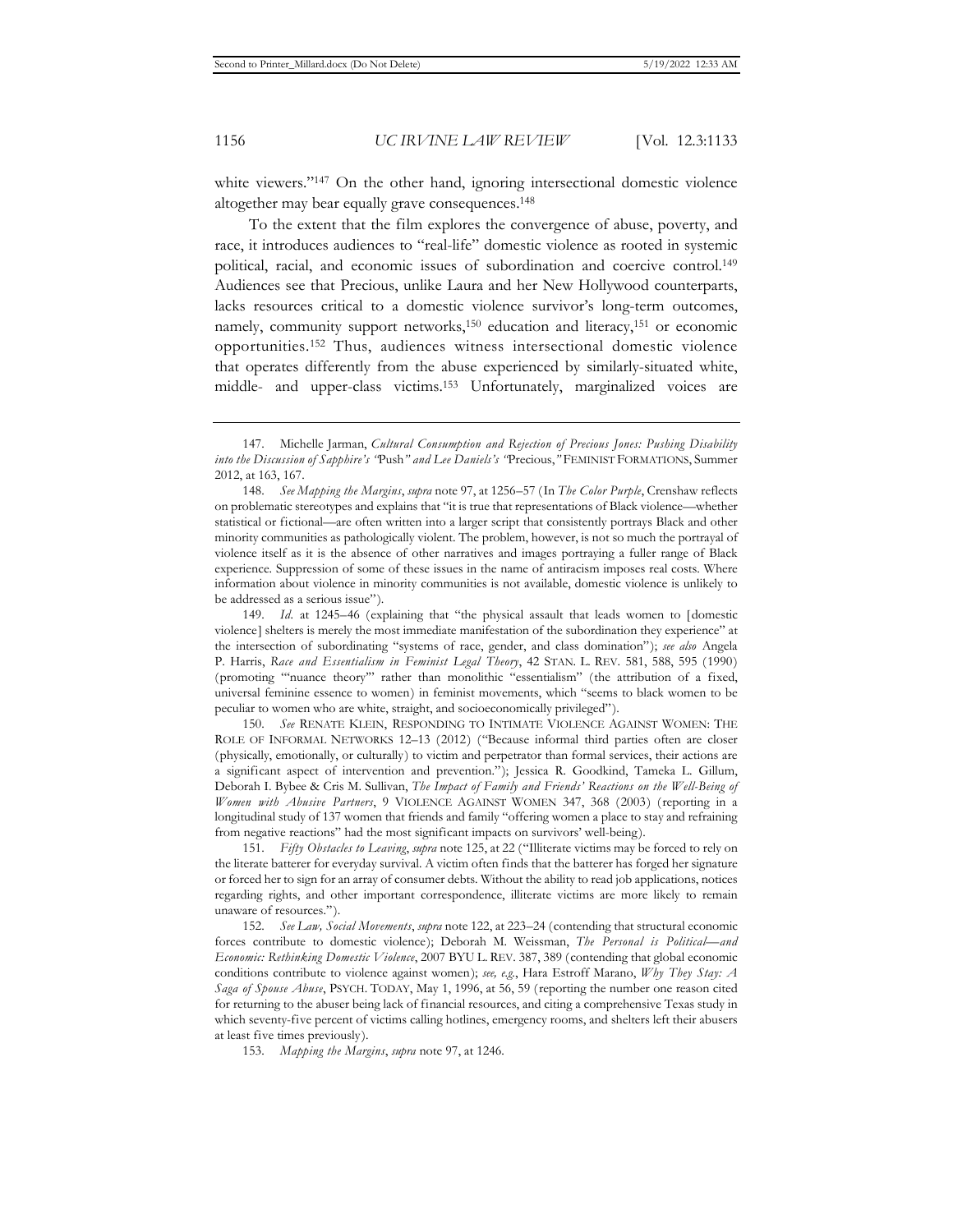white viewers."[147] On the other hand, ignoring intersectional domestic violence altogether may bear equally grave consequences.[148]

To the extent that the film explores the convergence of abuse, poverty, and race, it introduces audiences to "real-life" domestic violence as rooted in systemic political, racial, and economic issues of subordination and coercive control.[149] Audiences see that Precious, unlike Laura and her New Hollywood counterparts, lacks resources critical to a domestic violence survivor's long-term outcomes, namely, community support networks,[150] education and literacy,[151] or economic opportunities.[152] Thus, audiences witness intersectional domestic violence that operates differently from the abuse experienced by similarly-situated white, middle- and upper-class victims.[153] Unfortunately, marginalized voices are

---

147. Michelle Jarman, *Cultural Consumption and Rejection of Precious Jones: Pushing Disability into the Discussion of Sapphire's "*Push*" and Lee Daniels's "*Precious*,"* FEMINIST FORMATIONS, Summer 2012, at 163, 167.

148. *See Mapping the Margins*, *supra* note 97, at 1256–57 (In *The Color Purple*, Crenshaw reflects on problematic stereotypes and explains that "it is true that representations of Black violence—whether statistical or fictional—are often written into a larger script that consistently portrays Black and other minority communities as pathologically violent. The problem, however, is not so much the portrayal of violence itself as it is the absence of other narratives and images portraying a fuller range of Black experience. Suppression of some of these issues in the name of antiracism imposes real costs. Where information about violence in minority communities is not available, domestic violence is unlikely to be addressed as a serious issue").

149. *Id*. at 1245–46 (explaining that "the physical assault that leads women to [domestic violence] shelters is merely the most immediate manifestation of the subordination they experience" at the intersection of subordinating "systems of race, gender, and class domination"); *see also* Angela P. Harris, *Race and Essentialism in Feminist Legal Theory*, 42 STAN. L. REV. 581, 588, 595 (1990) (promoting "'nuance theory'" rather than monolithic "essentialism" (the attribution of a fixed, universal feminine essence to women) in feminist movements, which "seems to black women to be peculiar to women who are white, straight, and socioeconomically privileged").

150. *See* RENATE KLEIN, RESPONDING TO INTIMATE VIOLENCE AGAINST WOMEN: THE ROLE OF INFORMAL NETWORKS 12–13 (2012) ("Because informal third parties often are closer (physically, emotionally, or culturally) to victim and perpetrator than formal services, their actions are a significant aspect of intervention and prevention."); Jessica R. Goodkind, Tameka L. Gillum, Deborah I. Bybee & Cris M. Sullivan, *The Impact of Family and Friends' Reactions on the Well-Being of Women with Abusive Partners*, 9 VIOLENCE AGAINST WOMEN 347, 368 (2003) (reporting in a longitudinal study of 137 women that friends and family "offering women a place to stay and refraining from negative reactions" had the most significant impacts on survivors' well-being).

151. *Fifty Obstacles to Leaving*, *supra* note 125, at 22 ("Illiterate victims may be forced to rely on the literate batterer for everyday survival. A victim often finds that the batterer has forged her signature or forced her to sign for an array of consumer debts. Without the ability to read job applications, notices regarding rights, and other important correspondence, illiterate victims are more likely to remain unaware of resources.").

152. *See Law, Social Movements*, *supra* note 122, at 223–24 (contending that structural economic forces contribute to domestic violence); Deborah M. Weissman, *The Personal is Political—and Economic: Rethinking Domestic Violence*, 2007 BYU L. REV. 387, 389 (contending that global economic conditions contribute to violence against women); *see, e.g.*, Hara Estroff Marano, *Why They Stay: A Saga of Spouse Abuse*, PSYCH. TODAY, May 1, 1996, at 56, 59 (reporting the number one reason cited for returning to the abuser being lack of financial resources, and citing a comprehensive Texas study in which seventy-five percent of victims calling hotlines, emergency rooms, and shelters left their abusers at least five times previously).

153. *Mapping the Margins*, *supra* note 97, at 1246.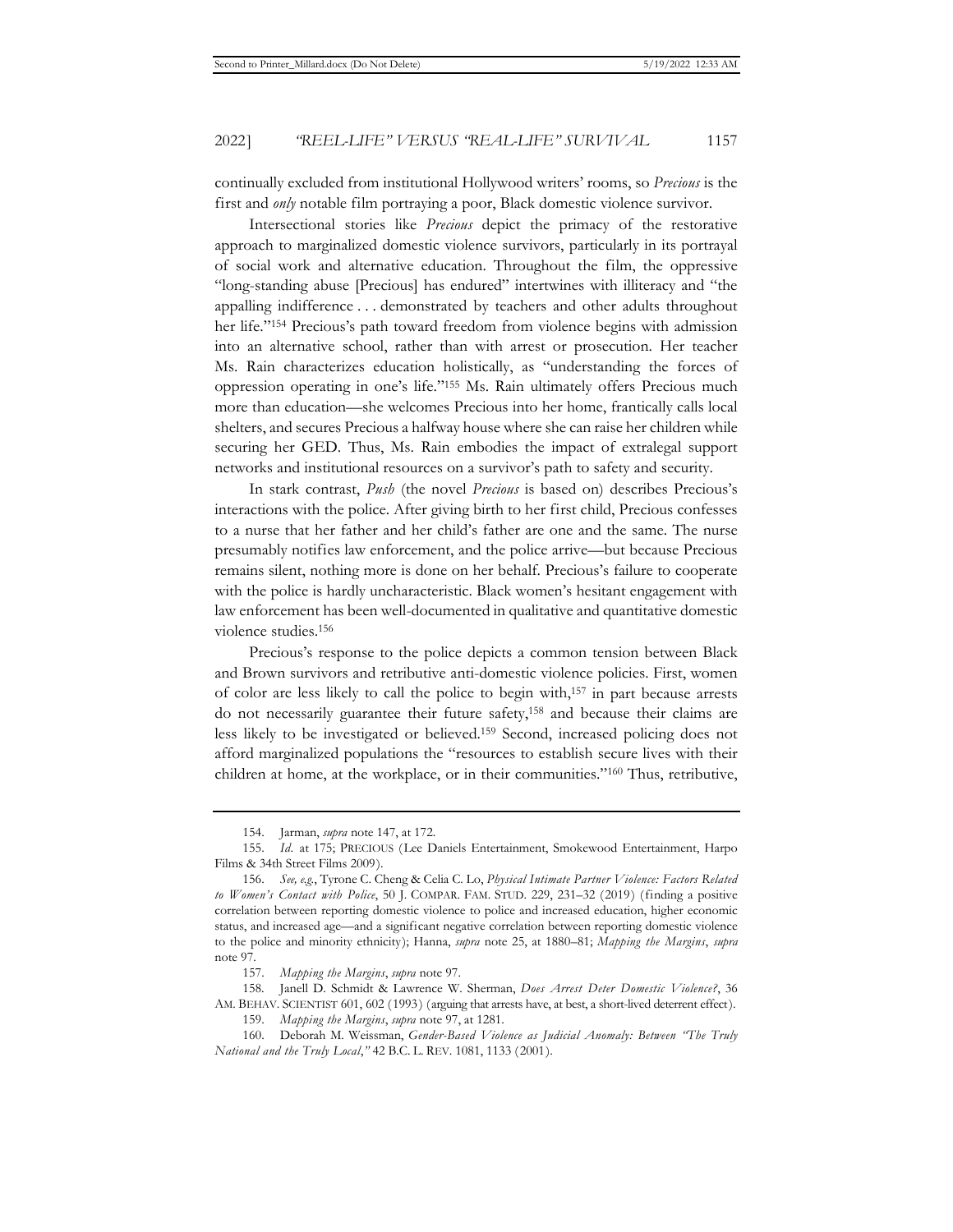continually excluded from institutional Hollywood writers' rooms, so *Precious* is the first and *only* notable film portraying a poor, Black domestic violence survivor.

Intersectional stories like *Precious* depict the primacy of the restorative approach to marginalized domestic violence survivors, particularly in its portrayal of social work and alternative education. Throughout the film, the oppressive "long-standing abuse [Precious] has endured" intertwines with illiteracy and "the appalling indifference . . . demonstrated by teachers and other adults throughout her life."[154] Precious's path toward freedom from violence begins with admission into an alternative school, rather than with arrest or prosecution. Her teacher Ms. Rain characterizes education holistically, as "understanding the forces of oppression operating in one's life."[155] Ms. Rain ultimately offers Precious much more than education—she welcomes Precious into her home, frantically calls local shelters, and secures Precious a halfway house where she can raise her children while securing her GED. Thus, Ms. Rain embodies the impact of extralegal support networks and institutional resources on a survivor's path to safety and security.

In stark contrast, *Push* (the novel *Precious* is based on) describes Precious's interactions with the police. After giving birth to her first child, Precious confesses to a nurse that her father and her child's father are one and the same. The nurse presumably notifies law enforcement, and the police arrive—but because Precious remains silent, nothing more is done on her behalf. Precious's failure to cooperate with the police is hardly uncharacteristic. Black women's hesitant engagement with law enforcement has been well-documented in qualitative and quantitative domestic violence studies.[156]

Precious's response to the police depicts a common tension between Black and Brown survivors and retributive anti-domestic violence policies. First, women of color are less likely to call the police to begin with,[157] in part because arrests do not necessarily guarantee their future safety,[158] and because their claims are less likely to be investigated or believed.[159] Second, increased policing does not afford marginalized populations the "resources to establish secure lives with their children at home, at the workplace, or in their communities."[160] Thus, retributive,

---

154. Jarman, *supra* note 147, at 172.

155. *Id.* at 175; PRECIOUS (Lee Daniels Entertainment, Smokewood Entertainment, Harpo Films & 34th Street Films 2009).

156. *See, e.g.*, Tyrone C. Cheng & Celia C. Lo, *Physical Intimate Partner Violence: Factors Related to Women's Contact with Police*, 50 J. COMPAR. FAM. STUD. 229, 231–32 (2019) (finding a positive correlation between reporting domestic violence to police and increased education, higher economic status, and increased age—and a significant negative correlation between reporting domestic violence to the police and minority ethnicity); Hanna, *supra* note 25, at 1880–81; *Mapping the Margins*, *supra* note 97.

157. *Mapping the Margins*, *supra* note 97.

158. Janell D. Schmidt & Lawrence W. Sherman, *Does Arrest Deter Domestic Violence?*, 36 AM. BEHAV. SCIENTIST 601, 602 (1993) (arguing that arrests have, at best, a short-lived deterrent effect).

159. *Mapping the Margins*, *supra* note 97, at 1281.

160. Deborah M. Weissman, *Gender-Based Violence as Judicial Anomaly: Between "The Truly National and the Truly Local*,*"* 42 B.C. L. REV. 1081, 1133 (2001).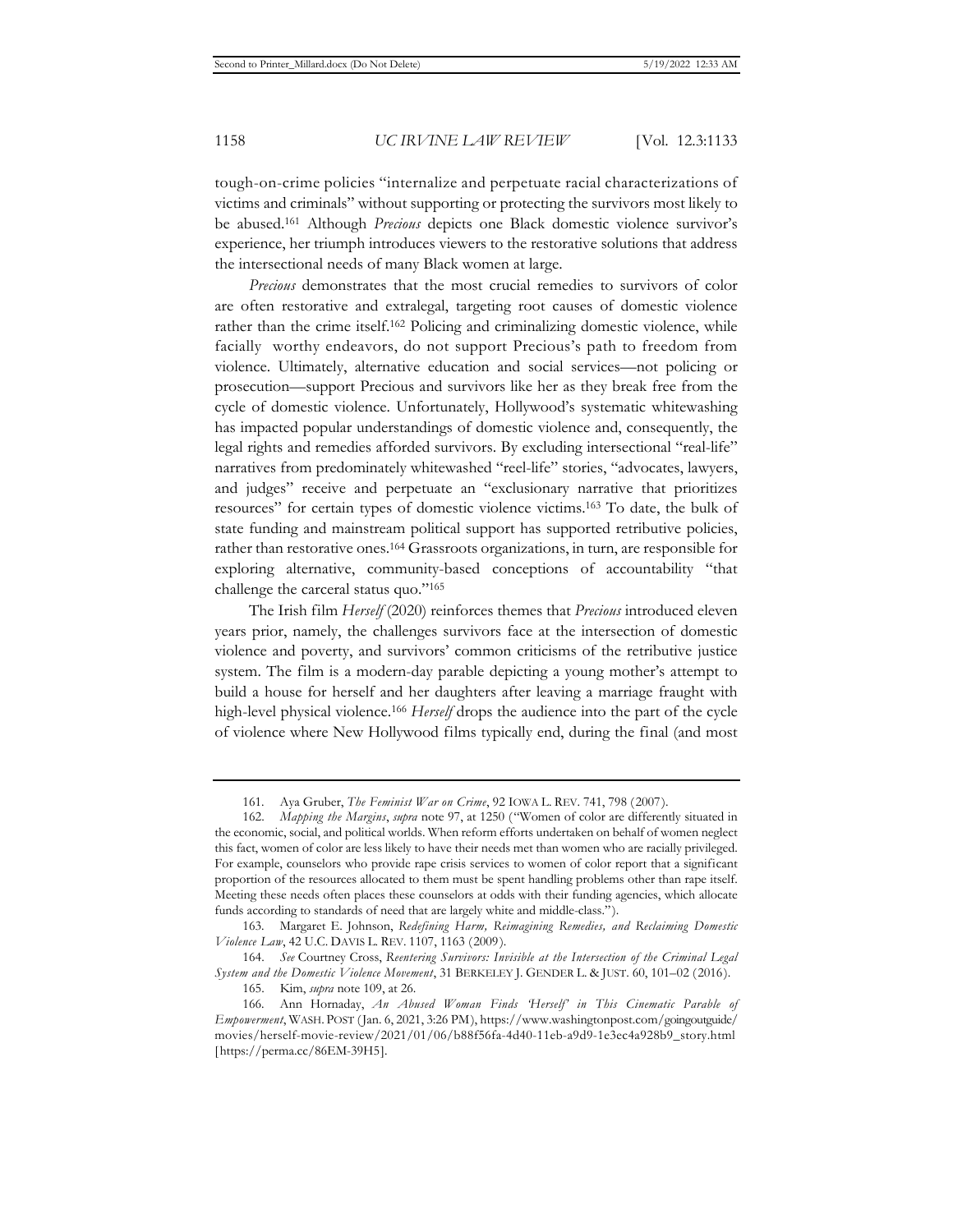tough-on-crime policies "internalize and perpetuate racial characterizations of victims and criminals" without supporting or protecting the survivors most likely to be abused.[161] Although *Precious* depicts one Black domestic violence survivor's experience, her triumph introduces viewers to the restorative solutions that address the intersectional needs of many Black women at large.

*Precious* demonstrates that the most crucial remedies to survivors of color are often restorative and extralegal, targeting root causes of domestic violence rather than the crime itself.[162] Policing and criminalizing domestic violence, while facially worthy endeavors, do not support Precious's path to freedom from violence. Ultimately, alternative education and social services—not policing or prosecution—support Precious and survivors like her as they break free from the cycle of domestic violence. Unfortunately, Hollywood's systematic whitewashing has impacted popular understandings of domestic violence and, consequently, the legal rights and remedies afforded survivors. By excluding intersectional "real-life" narratives from predominately whitewashed "reel-life" stories, "advocates, lawyers, and judges" receive and perpetuate an "exclusionary narrative that prioritizes resources" for certain types of domestic violence victims.[163] To date, the bulk of state funding and mainstream political support has supported retributive policies, rather than restorative ones.[164] Grassroots organizations, in turn, are responsible for exploring alternative, community-based conceptions of accountability "that challenge the carceral status quo."[165]

The Irish film *Herself* (2020) reinforces themes that *Precious* introduced eleven years prior, namely, the challenges survivors face at the intersection of domestic violence and poverty, and survivors' common criticisms of the retributive justice system. The film is a modern-day parable depicting a young mother's attempt to build a house for herself and her daughters after leaving a marriage fraught with high-level physical violence.[166] *Herself* drops the audience into the part of the cycle of violence where New Hollywood films typically end, during the final (and most

---

161. Aya Gruber, *The Feminist War on Crime*, 92 IOWA L. REV. 741, 798 (2007).

162. *Mapping the Margins*, *supra* note 97, at 1250 ("Women of color are differently situated in the economic, social, and political worlds. When reform efforts undertaken on behalf of women neglect this fact, women of color are less likely to have their needs met than women who are racially privileged. For example, counselors who provide rape crisis services to women of color report that a significant proportion of the resources allocated to them must be spent handling problems other than rape itself. Meeting these needs often places these counselors at odds with their funding agencies, which allocate funds according to standards of need that are largely white and middle-class.").

163. Margaret E. Johnson, *Redefining Harm, Reimagining Remedies, and Reclaiming Domestic Violence Law*, 42 U.C. DAVIS L. REV. 1107, 1163 (2009).

164. *See* Courtney Cross, *Reentering Survivors: Invisible at the Intersection of the Criminal Legal System and the Domestic Violence Movement*, 31 BERKELEY J. GENDER L. & JUST. 60, 101–02 (2016).

165. Kim, *supra* note 109, at 26.

166. Ann Hornaday, *An Abused Woman Finds 'Herself' in This Cinematic Parable of Empowerment*, WASH. POST (Jan. 6, 2021, 3:26 PM), https://www.washingtonpost.com/goingoutguide/movies/herself-movie-review/2021/01/06/b88f56fa-4d40-11eb-a9d9-1e3ec4a928b9_story.html [https://perma.cc/86EM-39H5].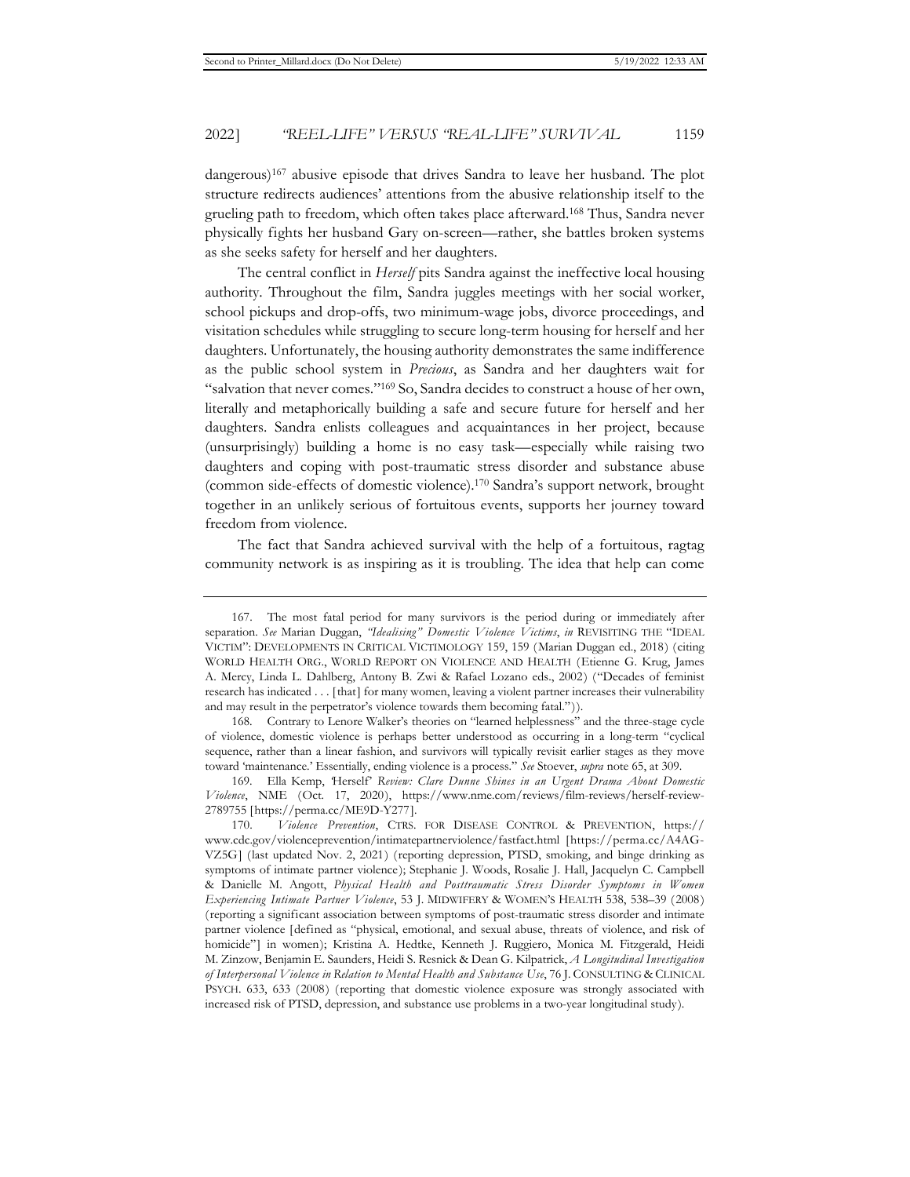dangerous)[167] abusive episode that drives Sandra to leave her husband. The plot structure redirects audiences' attentions from the abusive relationship itself to the grueling path to freedom, which often takes place afterward.[168] Thus, Sandra never physically fights her husband Gary on-screen—rather, she battles broken systems as she seeks safety for herself and her daughters.

The central conflict in *Herself* pits Sandra against the ineffective local housing authority. Throughout the film, Sandra juggles meetings with her social worker, school pickups and drop-offs, two minimum-wage jobs, divorce proceedings, and visitation schedules while struggling to secure long-term housing for herself and her daughters. Unfortunately, the housing authority demonstrates the same indifference as the public school system in *Precious*, as Sandra and her daughters wait for "salvation that never comes."[169] So, Sandra decides to construct a house of her own, literally and metaphorically building a safe and secure future for herself and her daughters. Sandra enlists colleagues and acquaintances in her project, because (unsurprisingly) building a home is no easy task—especially while raising two daughters and coping with post-traumatic stress disorder and substance abuse (common side-effects of domestic violence).[170] Sandra's support network, brought together in an unlikely serious of fortuitous events, supports her journey toward freedom from violence.

The fact that Sandra achieved survival with the help of a fortuitous, ragtag community network is as inspiring as it is troubling. The idea that help can come

---

167. The most fatal period for many survivors is the period during or immediately after separation. *See* Marian Duggan, *"Idealising" Domestic Violence Victims*, *in* REVISITING THE "IDEAL VICTIM": DEVELOPMENTS IN CRITICAL VICTIMOLOGY 159, 159 (Marian Duggan ed., 2018) (citing WORLD HEALTH ORG., WORLD REPORT ON VIOLENCE AND HEALTH (Etienne G. Krug, James A. Mercy, Linda L. Dahlberg, Antony B. Zwi & Rafael Lozano eds., 2002) ("Decades of feminist research has indicated . . . [that] for many women, leaving a violent partner increases their vulnerability and may result in the perpetrator's violence towards them becoming fatal.")).

168. Contrary to Lenore Walker's theories on "learned helplessness" and the three-stage cycle of violence, domestic violence is perhaps better understood as occurring in a long-term "cyclical sequence, rather than a linear fashion, and survivors will typically revisit earlier stages as they move toward 'maintenance.' Essentially, ending violence is a process." *See* Stoever, *supra* note 65, at 309.

169. Ella Kemp, *'Herself' Review: Clare Dunne Shines in an Urgent Drama About Domestic Violence*, NME (Oct. 17, 2020), https://www.nme.com/reviews/film-reviews/herself-review-2789755 [https://perma.cc/ME9D-Y277].

170. *Violence Prevention*, CTRS. FOR DISEASE CONTROL & PREVENTION, https://www.cdc.gov/violenceprevention/intimatepartnerviolence/fastfact.html [https://perma.cc/A4AG-VZ5G] (last updated Nov. 2, 2021) (reporting depression, PTSD, smoking, and binge drinking as symptoms of intimate partner violence); Stephanie J. Woods, Rosalie J. Hall, Jacquelyn C. Campbell & Danielle M. Angott, *Physical Health and Posttraumatic Stress Disorder Symptoms in Women Experiencing Intimate Partner Violence*, 53 J. MIDWIFERY & WOMEN'S HEALTH 538, 538–39 (2008) (reporting a significant association between symptoms of post-traumatic stress disorder and intimate partner violence [defined as "physical, emotional, and sexual abuse, threats of violence, and risk of homicide"] in women); Kristina A. Hedtke, Kenneth J. Ruggiero, Monica M. Fitzgerald, Heidi M. Zinzow, Benjamin E. Saunders, Heidi S. Resnick & Dean G. Kilpatrick, *A Longitudinal Investigation of Interpersonal Violence in Relation to Mental Health and Substance Use*, 76 J. CONSULTING & CLINICAL PSYCH. 633, 633 (2008) (reporting that domestic violence exposure was strongly associated with increased risk of PTSD, depression, and substance use problems in a two-year longitudinal study).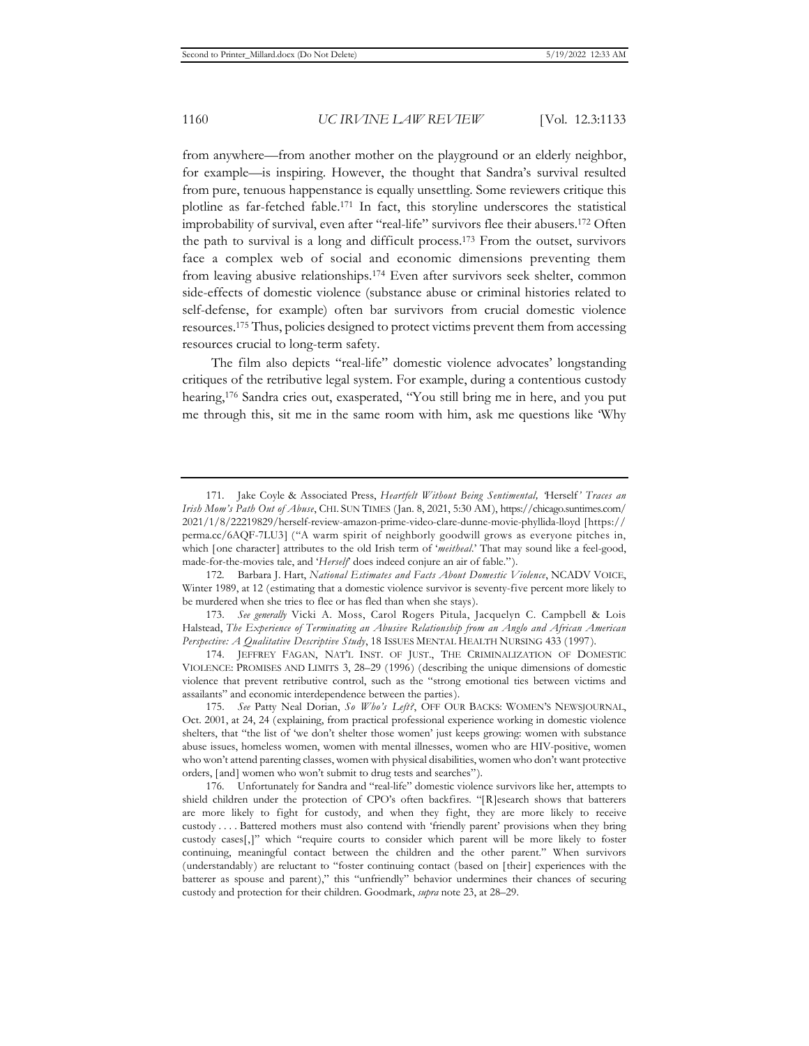from anywhere—from another mother on the playground or an elderly neighbor, for example—is inspiring. However, the thought that Sandra's survival resulted from pure, tenuous happenstance is equally unsettling. Some reviewers critique this plotline as far-fetched fable.[171] In fact, this storyline underscores the statistical improbability of survival, even after "real-life" survivors flee their abusers.[172] Often the path to survival is a long and difficult process.[173] From the outset, survivors face a complex web of social and economic dimensions preventing them from leaving abusive relationships.[174] Even after survivors seek shelter, common side-effects of domestic violence (substance abuse or criminal histories related to self-defense, for example) often bar survivors from crucial domestic violence resources.[175] Thus, policies designed to protect victims prevent them from accessing resources crucial to long-term safety.

The film also depicts "real-life" domestic violence advocates' longstanding critiques of the retributive legal system. For example, during a contentious custody hearing,[176] Sandra cries out, exasperated, "You still bring me in here, and you put me through this, sit me in the same room with him, ask me questions like 'Why

---

171. Jake Coyle & Associated Press, *Heartfelt Without Being Sentimental, 'Herself' Traces an Irish Mom's Path Out of Abuse*, CHI. SUN TIMES (Jan. 8, 2021, 5:30 AM), https://chicago.suntimes.com/2021/1/8/22219829/herself-review-amazon-prime-video-clare-dunne-movie-phyllida-lloyd [https://perma.cc/6AQF-7LU3] ("A warm spirit of neighborly goodwill grows as everyone pitches in, which [one character] attributes to the old Irish term of '*meitheal*.' That may sound like a feel-good, made-for-the-movies tale, and '*Herself*' does indeed conjure an air of fable.").

172. Barbara J. Hart, *National Estimates and Facts About Domestic Violence*, NCADV VOICE, Winter 1989, at 12 (estimating that a domestic violence survivor is seventy-five percent more likely to be murdered when she tries to flee or has fled than when she stays).

173. *See generally* Vicki A. Moss, Carol Rogers Pitula, Jacquelyn C. Campbell & Lois Halstead, *The Experience of Terminating an Abusive Relationship from an Anglo and African American Perspective: A Qualitative Descriptive Study*, 18 ISSUES MENTAL HEALTH NURSING 433 (1997).

174. JEFFREY FAGAN, NAT'L INST. OF JUST., THE CRIMINALIZATION OF DOMESTIC VIOLENCE: PROMISES AND LIMITS 3, 28–29 (1996) (describing the unique dimensions of domestic violence that prevent retributive control, such as the "strong emotional ties between victims and assailants" and economic interdependence between the parties).

175. *See* Patty Neal Dorian, *So Who's Left?*, OFF OUR BACKS: WOMEN'S NEWSJOURNAL, Oct. 2001, at 24, 24 (explaining, from practical professional experience working in domestic violence shelters, that "the list of 'we don't shelter those women' just keeps growing: women with substance abuse issues, homeless women, women with mental illnesses, women who are HIV-positive, women who won't attend parenting classes, women with physical disabilities, women who don't want protective orders, [and] women who won't submit to drug tests and searches").

176. Unfortunately for Sandra and "real-life" domestic violence survivors like her, attempts to shield children under the protection of CPO's often backfires. "[R]esearch shows that batterers are more likely to fight for custody, and when they fight, they are more likely to receive custody . . . . Battered mothers must also contend with 'friendly parent' provisions when they bring custody cases[,]" which "require courts to consider which parent will be more likely to foster continuing, meaningful contact between the children and the other parent." When survivors (understandably) are reluctant to "foster continuing contact (based on [their] experiences with the batterer as spouse and parent)," this "unfriendly" behavior undermines their chances of securing custody and protection for their children. Goodmark, *supra* note 23, at 28–29.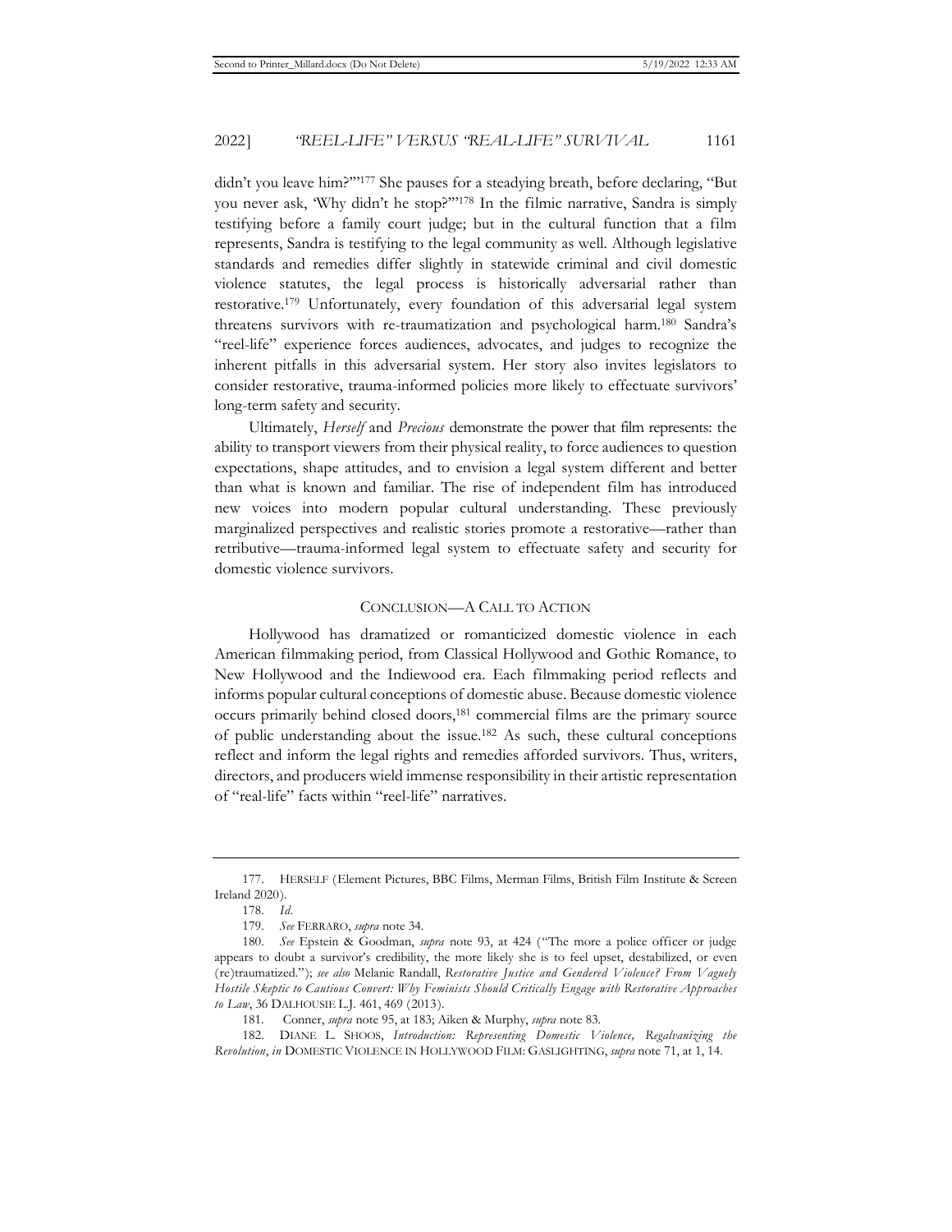didn't you leave him?'"[177] She pauses for a steadying breath, before declaring, "But you never ask, 'Why didn't he stop?'"[178] In the filmic narrative, Sandra is simply testifying before a family court judge; but in the cultural function that a film represents, Sandra is testifying to the legal community as well. Although legislative standards and remedies differ slightly in statewide criminal and civil domestic violence statutes, the legal process is historically adversarial rather than restorative.[179] Unfortunately, every foundation of this adversarial legal system threatens survivors with re-traumatization and psychological harm.[180] Sandra's "reel-life" experience forces audiences, advocates, and judges to recognize the inherent pitfalls in this adversarial system. Her story also invites legislators to consider restorative, trauma-informed policies more likely to effectuate survivors' long-term safety and security.

Ultimately, *Herself* and *Precious* demonstrate the power that film represents: the ability to transport viewers from their physical reality, to force audiences to question expectations, shape attitudes, and to envision a legal system different and better than what is known and familiar. The rise of independent film has introduced new voices into modern popular cultural understanding. These previously marginalized perspectives and realistic stories promote a restorative—rather than retributive—trauma-informed legal system to effectuate safety and security for domestic violence survivors.

## CONCLUSION—A CALL TO ACTION

Hollywood has dramatized or romanticized domestic violence in each American filmmaking period, from Classical Hollywood and Gothic Romance, to New Hollywood and the Indiewood era. Each filmmaking period reflects and informs popular cultural conceptions of domestic abuse. Because domestic violence occurs primarily behind closed doors,[181] commercial films are the primary source of public understanding about the issue.[182] As such, these cultural conceptions reflect and inform the legal rights and remedies afforded survivors. Thus, writers, directors, and producers wield immense responsibility in their artistic representation of "real-life" facts within "reel-life" narratives.

---

177. HERSELF (Element Pictures, BBC Films, Merman Films, British Film Institute & Screen Ireland 2020).

178. *Id.*

179. *See* FERRARO, *supra* note 34.

180. *See* Epstein & Goodman, *supra* note 93, at 424 ("The more a police officer or judge appears to doubt a survivor's credibility, the more likely she is to feel upset, destabilized, or even (re)traumatized."); *see also* Melanie Randall, *Restorative Justice and Gendered Violence? From Vaguely Hostile Skeptic to Cautious Convert: Why Feminists Should Critically Engage with Restorative Approaches to Law*, 36 DALHOUSIE L.J. 461, 469 (2013).

181. Conner, *supra* note 95, at 183; Aiken & Murphy, *supra* note 83.

182. DIANE L. SHOOS, *Introduction: Representing Domestic Violence, Regalvanizing the Revolution*, *in* DOMESTIC VIOLENCE IN HOLLYWOOD FILM: GASLIGHTING, *supra* note 71, at 1, 14.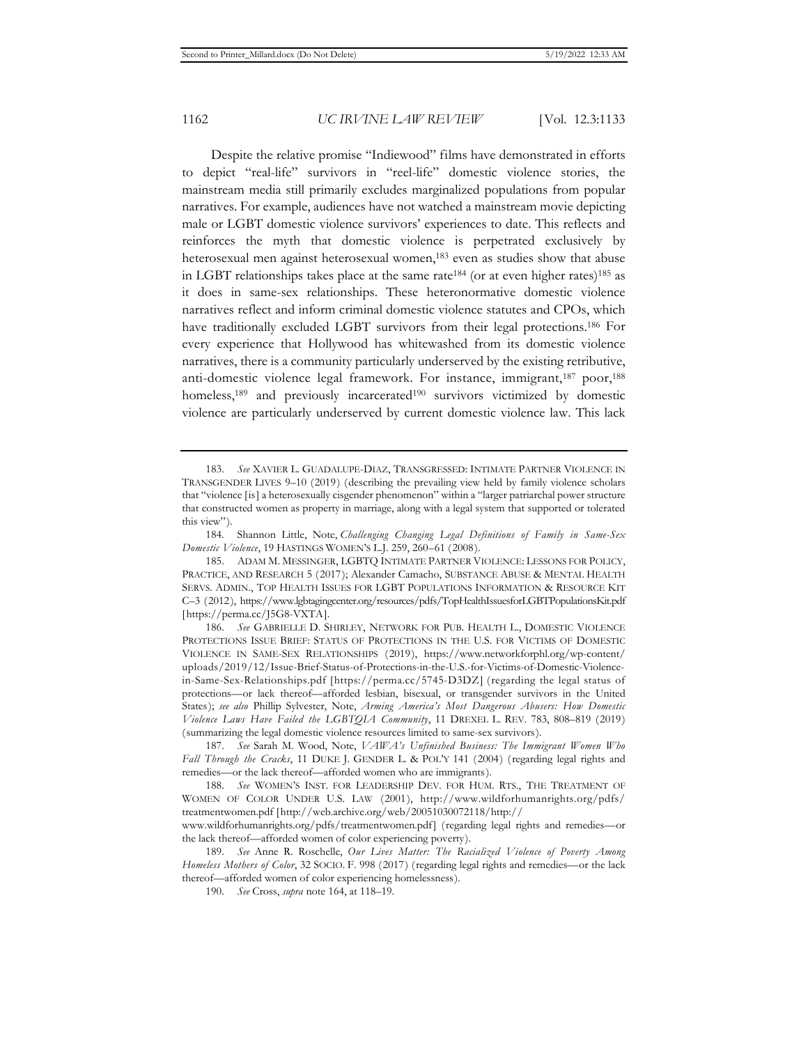Despite the relative promise "Indiewood" films have demonstrated in efforts to depict "real-life" survivors in "reel-life" domestic violence stories, the mainstream media still primarily excludes marginalized populations from popular narratives. For example, audiences have not watched a mainstream movie depicting male or LGBT domestic violence survivors' experiences to date. This reflects and reinforces the myth that domestic violence is perpetrated exclusively by heterosexual men against heterosexual women,[183] even as studies show that abuse in LGBT relationships takes place at the same rate[184] (or at even higher rates)[185] as it does in same-sex relationships. These heteronormative domestic violence narratives reflect and inform criminal domestic violence statutes and CPOs, which have traditionally excluded LGBT survivors from their legal protections.[186] For every experience that Hollywood has whitewashed from its domestic violence narratives, there is a community particularly underserved by the existing retributive, anti-domestic violence legal framework. For instance, immigrant,[187] poor,[188] homeless,[189] and previously incarcerated[190] survivors victimized by domestic violence are particularly underserved by current domestic violence law. This lack

---

183. *See* XAVIER L. GUADALUPE-DIAZ, TRANSGRESSED: INTIMATE PARTNER VIOLENCE IN TRANSGENDER LIVES 9–10 (2019) (describing the prevailing view held by family violence scholars that "violence [is] a heterosexually cisgender phenomenon" within a "larger patriarchal power structure that constructed women as property in marriage, along with a legal system that supported or tolerated this view").

184. Shannon Little, Note, *Challenging Changing Legal Definitions of Family in Same-Sex Domestic Violence*, 19 HASTINGS WOMEN'S L.J. 259, 260–61 (2008).

185. ADAM M. MESSINGER, LGBTQ INTIMATE PARTNER VIOLENCE: LESSONS FOR POLICY, PRACTICE, AND RESEARCH 5 (2017); Alexander Camacho, SUBSTANCE ABUSE & MENTAL HEALTH SERVS. ADMIN., TOP HEALTH ISSUES FOR LGBT POPULATIONS INFORMATION & RESOURCE KIT C–3 (2012), https://www.lgbtagingcenter.org/resources/pdfs/TopHealthIssuesforLGBTPopulationsKit.pdf [https://perma.cc/J5G8-VXTA].

186. *See* GABRIELLE D. SHIRLEY, NETWORK FOR PUB. HEALTH L., DOMESTIC VIOLENCE PROTECTIONS ISSUE BRIEF: STATUS OF PROTECTIONS IN THE U.S. FOR VICTIMS OF DOMESTIC VIOLENCE IN SAME-SEX RELATIONSHIPS (2019), https://www.networkforphl.org/wp-content/uploads/2019/12/Issue-Brief-Status-of-Protections-in-the-U.S.-for-Victims-of-Domestic-Violence-in-Same-Sex-Relationships.pdf [https://perma.cc/5745-D3DZ] (regarding the legal status of protections—or lack thereof—afforded lesbian, bisexual, or transgender survivors in the United States); *see also* Phillip Sylvester, Note, *Arming America's Most Dangerous Abusers: How Domestic Violence Laws Have Failed the LGBTQIA Community*, 11 DREXEL L. REV. 783, 808–819 (2019) (summarizing the legal domestic violence resources limited to same-sex survivors).

187. *See* Sarah M. Wood, Note, *VAWA's Unfinished Business: The Immigrant Women Who Fall Through the Cracks*, 11 DUKE J. GENDER L. & POL'Y 141 (2004) (regarding legal rights and remedies—or the lack thereof—afforded women who are immigrants).

188. *See* WOMEN'S INST. FOR LEADERSHIP DEV. FOR HUM. RTS., THE TREATMENT OF WOMEN OF COLOR UNDER U.S. LAW (2001), http://www.wildforhumanrights.org/pdfs/treatmentwomen.pdf [http://web.archive.org/web/20051030072118/http://www.wildforhumanrights.org/pdfs/treatmentwomen.pdf] (regarding legal rights and remedies—or the lack thereof—afforded women of color experiencing poverty).

189. *See* Anne R. Roschelle, *Our Lives Matter: The Racialized Violence of Poverty Among Homeless Mothers of Color*, 32 SOCIO. F. 998 (2017) (regarding legal rights and remedies—or the lack thereof—afforded women of color experiencing homelessness).

190. *See* Cross, *supra* note 164, at 118–19.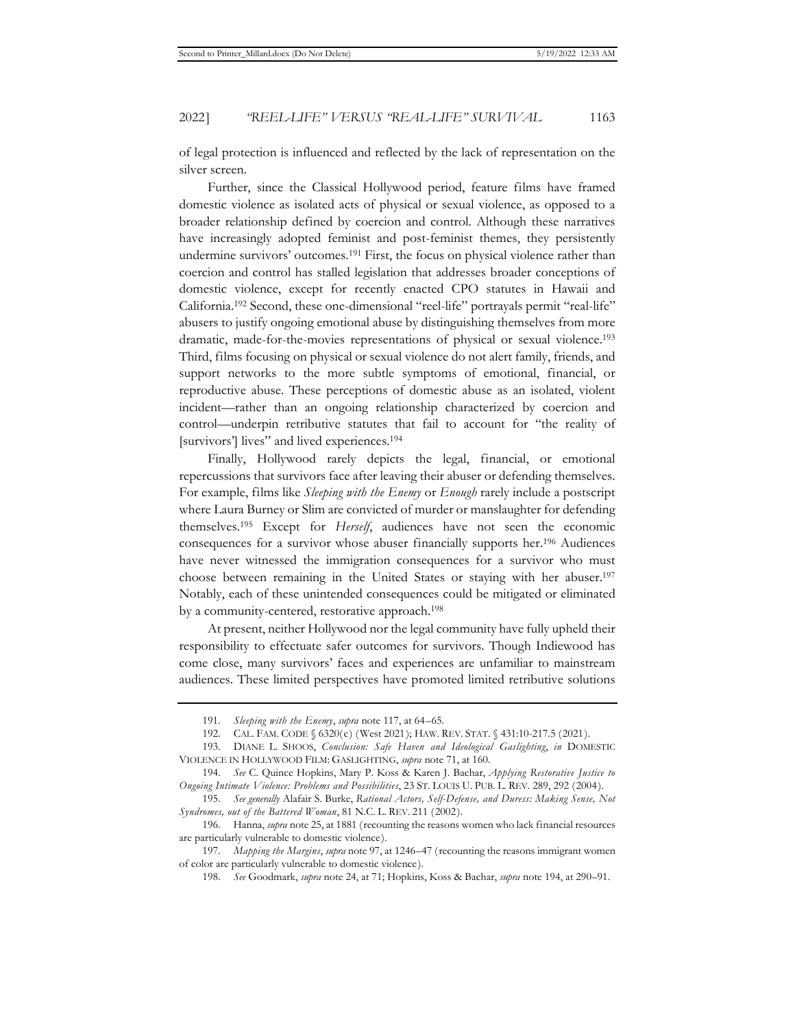of legal protection is influenced and reflected by the lack of representation on the silver screen.

Further, since the Classical Hollywood period, feature films have framed domestic violence as isolated acts of physical or sexual violence, as opposed to a broader relationship defined by coercion and control. Although these narratives have increasingly adopted feminist and post-feminist themes, they persistently undermine survivors' outcomes.[191] First, the focus on physical violence rather than coercion and control has stalled legislation that addresses broader conceptions of domestic violence, except for recently enacted CPO statutes in Hawaii and California.[192] Second, these one-dimensional "reel-life" portrayals permit "real-life" abusers to justify ongoing emotional abuse by distinguishing themselves from more dramatic, made-for-the-movies representations of physical or sexual violence.[193] Third, films focusing on physical or sexual violence do not alert family, friends, and support networks to the more subtle symptoms of emotional, financial, or reproductive abuse. These perceptions of domestic abuse as an isolated, violent incident—rather than an ongoing relationship characterized by coercion and control—underpin retributive statutes that fail to account for "the reality of [survivors'] lives" and lived experiences.[194]

Finally, Hollywood rarely depicts the legal, financial, or emotional repercussions that survivors face after leaving their abuser or defending themselves. For example, films like *Sleeping with the Enemy* or *Enough* rarely include a postscript where Laura Burney or Slim are convicted of murder or manslaughter for defending themselves.[195] Except for *Herself*, audiences have not seen the economic consequences for a survivor whose abuser financially supports her.[196] Audiences have never witnessed the immigration consequences for a survivor who must choose between remaining in the United States or staying with her abuser.[197] Notably, each of these unintended consequences could be mitigated or eliminated by a community-centered, restorative approach.[198]

At present, neither Hollywood nor the legal community have fully upheld their responsibility to effectuate safer outcomes for survivors. Though Indiewood has come close, many survivors' faces and experiences are unfamiliar to mainstream audiences. These limited perspectives have promoted limited retributive solutions

---

191. *Sleeping with the Enemy*, *supra* note 117, at 64–65.

192. CAL. FAM. CODE § 6320(c) (West 2021); HAW. REV. STAT. § 431:10-217.5 (2021).

193. DIANE L. SHOOS, *Conclusion: Safe Haven and Ideological Gaslighting*, *in* DOMESTIC VIOLENCE IN HOLLYWOOD FILM: GASLIGHTING, *supra* note 71, at 160.

194. *See* C. Quince Hopkins, Mary P. Koss & Karen J. Bachar, *Applying Restorative Justice to Ongoing Intimate Violence: Problems and Possibilities*, 23 ST. LOUIS U. PUB. L. REV. 289, 292 (2004).

195. *See generally* Alafair S. Burke, *Rational Actors, Self-Defense, and Duress: Making Sense, Not Syndromes, out of the Battered Woman*, 81 N.C. L. REV. 211 (2002).

196. Hanna, *supra* note 25, at 1881 (recounting the reasons women who lack financial resources are particularly vulnerable to domestic violence).

197. *Mapping the Margins*, *supra* note 97, at 1246–47 (recounting the reasons immigrant women of color are particularly vulnerable to domestic violence).

198. *See* Goodmark, *supra* note 24, at 71; Hopkins, Koss & Bachar, *supra* note 194, at 290–91.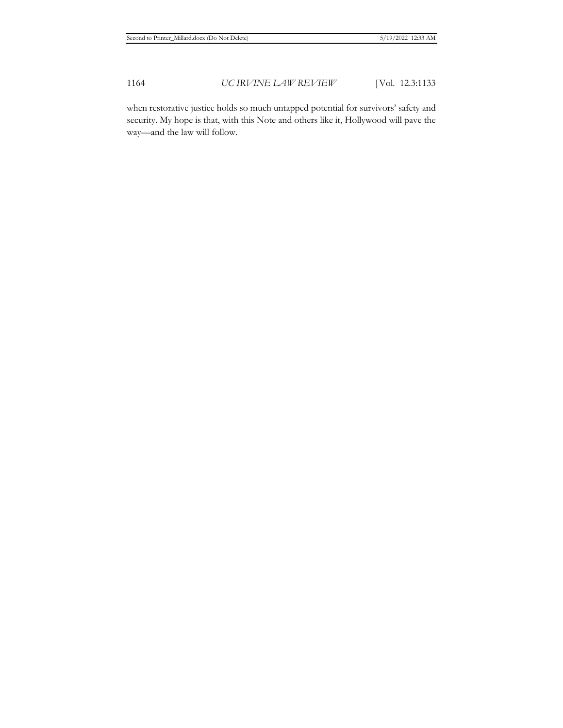when restorative justice holds so much untapped potential for survivors' safety and security. My hope is that, with this Note and others like it, Hollywood will pave the way—and the law will follow.